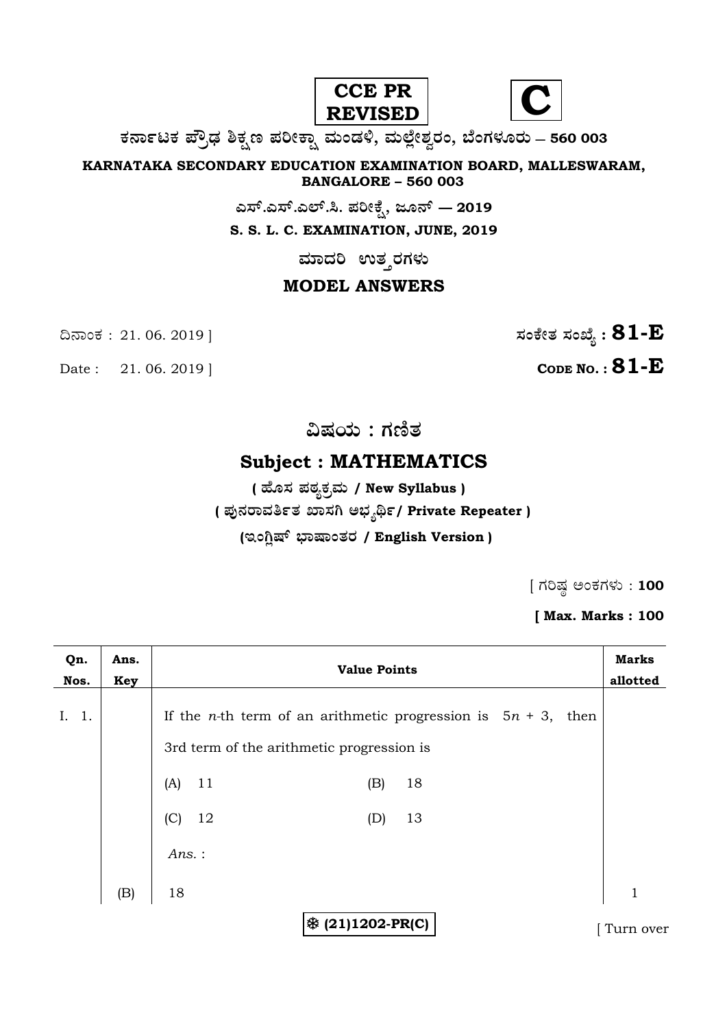**CCE PR REVISED** **C**

**ಕರ್ನಾಟಕ ಪ್ರೌಢ ಶಿಕ್ಷಣ ಪರೀಕ್ಷಾ ಮಂಡಳಿ, ಮಲ್ಲೇಶ್ವರಂ, ಬೆಂಗಳೂರು – 560 003**

**KARNATAKA SECONDARY EDUCATION EXAMINATION BOARD, MALLESWARAM, BANGALORE – 560 003**

**ಎಸ್.ಎಸ್.ಎಲ್.ಸಿ. ಪರೀಕ್ಷೆ, ಜೂನ್ — 2019**

**S. S. L. C. EXAMINATION, JUNE, 2019**

**ಮಾದರಿ ಉತ್ತರಗಳು**

**MODEL ANSWERS**

ದಿನಾಂಕ : 21. 06. 2019 ] **ಸಂಕೇತ ಸಂಖ್ಯೆ : 81-E**

Date : 21. 06. 2019 ] **CODE NO. : 81-E**

## ವಿಷಯ : ಗಣಿತ

## Subject : MATHEMATICS

**( ಹೊಸ ಪಠ್ಯಕ್ರಮ / New Syllabus )**

**( ಪುನರಾವರ್ತಿತ ಖಾಸಗಿ ಅಭ್ಯರ್ಥಿ / Private Repeater )**

**(ಇಂಗ್ಲಿಷ್ ಭಾಷಾಂತರ / English Version )**

[ ಗರಿಷ್ಠ ಅಂಕಗಳು : **100**

**[ Max. Marks : 100**

| Qn. Nos. | Ans. Key | Value Points | Marks allotted |
|---|---|---|---|
| I. 1. | | If the $n$-th term of an arithmetic progression is $5n + 3$, then 3rd term of the arithmetic progression is | |
| | | (A) 11 (B) 18 | |
| | | (C) 12 (D) 13 | |
| | | *Ans.* : | |
| | (B) | 18 | 1 |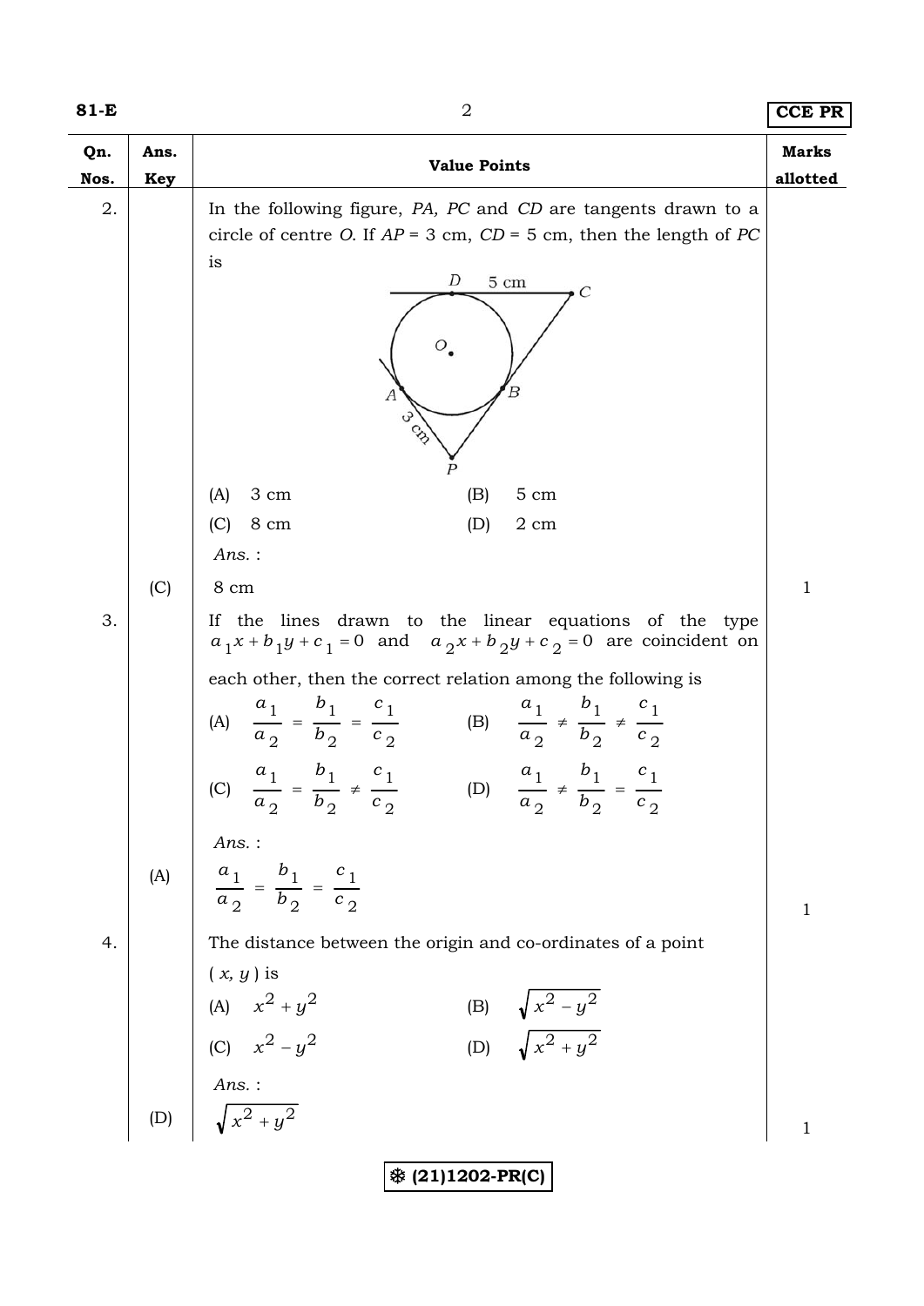| Qn. Nos. | Ans. Key | Value Points | Marks allotted |
|---|---|---|---|
| 2. | | In the following figure, *PA, PC* and *CD* are tangents drawn to a circle of centre *O*. If *AP* = 3 cm, *CD* = 5 cm, then the length of *PC* is | |
| | | (A) 3 cm  (B) 5 cm | |
| | | (C) 8 cm  (D) 2 cm | |
| | | *Ans.* : | |
| | (C) | 8 cm | 1 |
| 3. | | If the lines drawn to the linear equations of the type $a_1x + b_1y + c_1 = 0$ and $a_2x + b_2y + c_2 = 0$ are coincident on each other, then the correct relation among the following is | |
| | | (A) $\frac{a_1}{a_2} = \frac{b_1}{b_2} = \frac{c_1}{c_2}$  (B) $\frac{a_1}{a_2} \neq \frac{b_1}{b_2} \neq \frac{c_1}{c_2}$ | |
| | | (C) $\frac{a_1}{a_2} = \frac{b_1}{b_2} \neq \frac{c_1}{c_2}$  (D) $\frac{a_1}{a_2} \neq \frac{b_1}{b_2} = \frac{c_1}{c_2}$ | |
| | | *Ans.* : | |
| | (A) | $\frac{a_1}{a_2} = \frac{b_1}{b_2} = \frac{c_1}{c_2}$ | 1 |
| 4. | | The distance between the origin and co-ordinates of a point ( *x, y* ) is | |
| | | (A) $x^2 + y^2$  (B) $\sqrt{x^2 - y^2}$ | |
| | | (C) $x^2 - y^2$  (D) $\sqrt{x^2 + y^2}$ | |
| | | *Ans.* : | |
| | (D) | $\sqrt{x^2 + y^2}$ | 1 |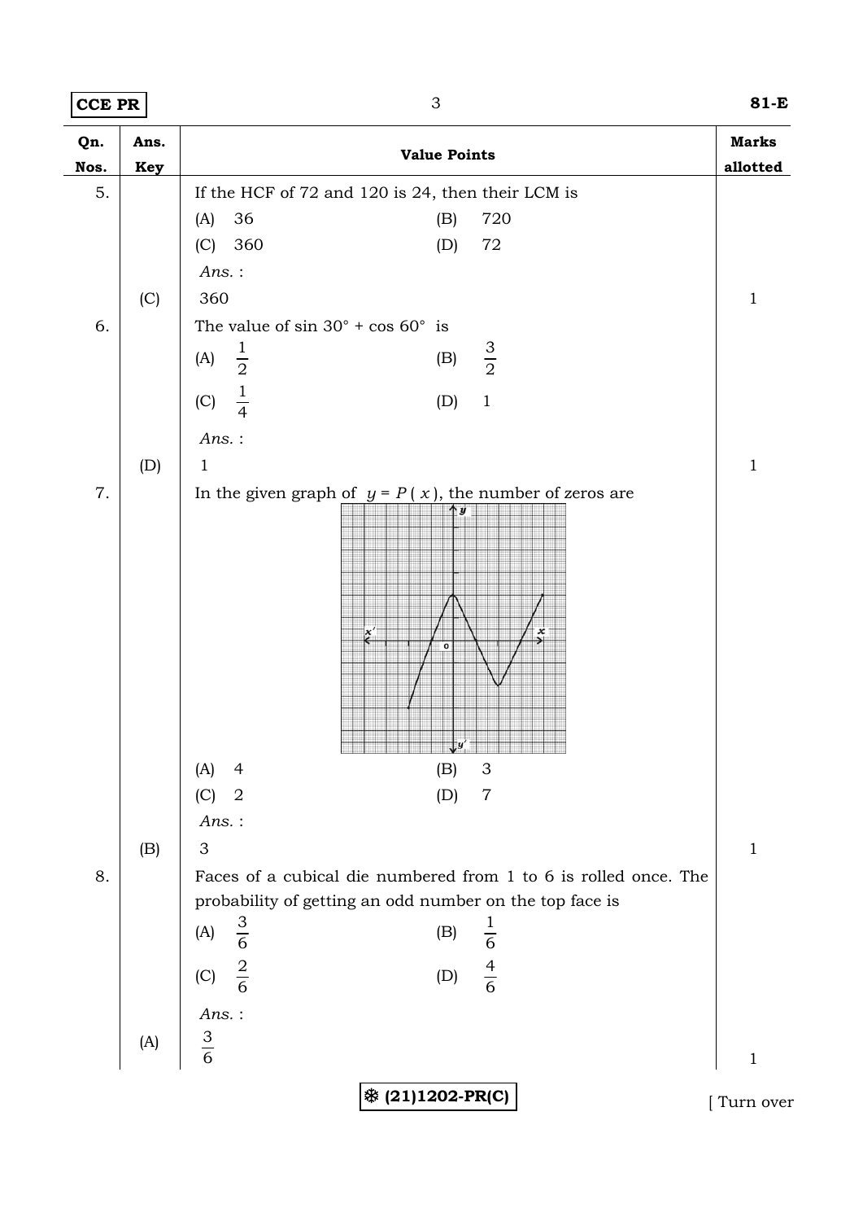| Qn. Nos. | Ans. Key | Value Points | Marks allotted |
|---|---|---|---|
| 5. | | If the HCF of 72 and 120 is 24, then their LCM is | |
| | | (A) 36 (B) 720 | |
| | | (C) 360 (D) 72 | |
| | | *Ans.* : | |
| | (C) | 360 | 1 |
| 6. | | The value of $\sin 30^\circ + \cos 60^\circ$ is | |
| | | (A) $\frac{1}{2}$ (B) $\frac{3}{2}$ | |
| | | (C) $\frac{1}{4}$ (D) 1 | |
| | | *Ans.* : | |
| | (D) | 1 | 1 |
| 7. | | In the given graph of $y = P(x)$, the number of zeros are | |
| | | (A) 4 (B) 3 | |
| | | (C) 2 (D) 7 | |
| | | *Ans.* : | |
| | (B) | 3 | 1 |
| 8. | | Faces of a cubical die numbered from 1 to 6 is rolled once. The probability of getting an odd number on the top face is | |
| | | (A) $\frac{3}{6}$ (B) $\frac{1}{6}$ | |
| | | (C) $\frac{2}{6}$ (D) $\frac{4}{6}$ | |
| | | *Ans.* : | |
| | (A) | $\frac{3}{6}$ | 1 |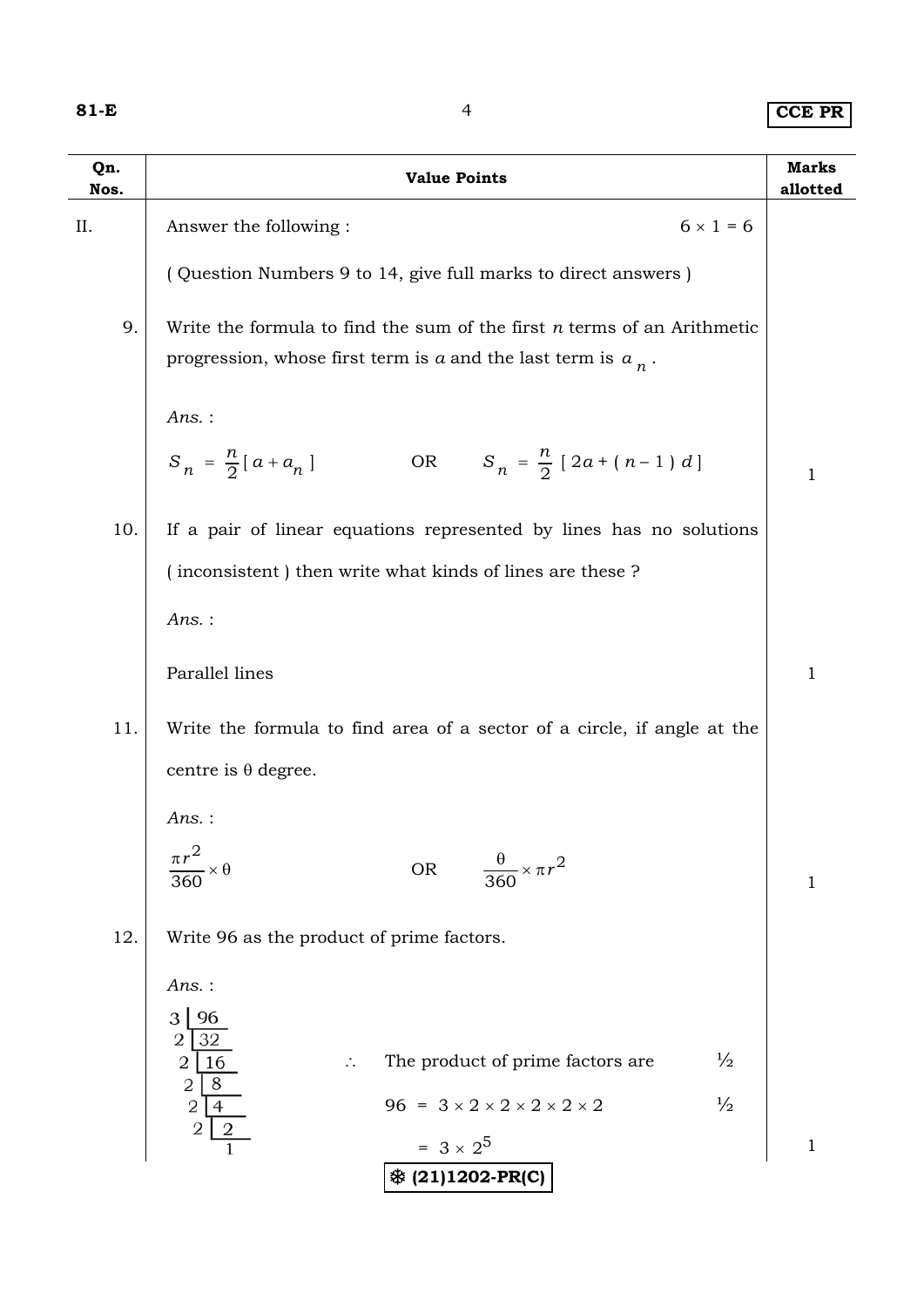| Qn. Nos. | Value Points | Marks allotted |
|---|---|---|
| II. | Answer the following : $6 \times 1 = 6$ | |
| | ( Question Numbers 9 to 14, give full marks to direct answers ) | |
| 9. | Write the formula to find the sum of the first $n$ terms of an Arithmetic progression, whose first term is $a$ and the last term is $a_n$. | |
| | *Ans.* : | |
| | $S_n = \frac{n}{2}[a + a_n]$ OR $S_n = \frac{n}{2}[2a + (n-1)d]$ | 1 |
| 10. | If a pair of linear equations represented by lines has no solutions ( inconsistent ) then write what kinds of lines are these ? | |
| | *Ans.* : | |
| | Parallel lines | 1 |
| 11. | Write the formula to find area of a sector of a circle, if angle at the centre is θ degree. | |
| | *Ans.* : | |
| | $\frac{\pi r^2}{360} \times \theta$ OR $\frac{\theta}{360} \times \pi r^2$ | 1 |
| 12. | Write 96 as the product of prime factors. | |
| | *Ans.* : | |
| | 3 \| 96<br>2 \| 32<br>2 \| 16<br>2 \| 8<br>2 \| 4<br>2 \| 2<br>&nbsp;&nbsp;&nbsp;1 | |
| | ∴ The product of prime factors are | ½ |
| | $96 = 3 \times 2 \times 2 \times 2 \times 2 \times 2$ | ½ |
| | $= 3 \times 2^5$ | 1 |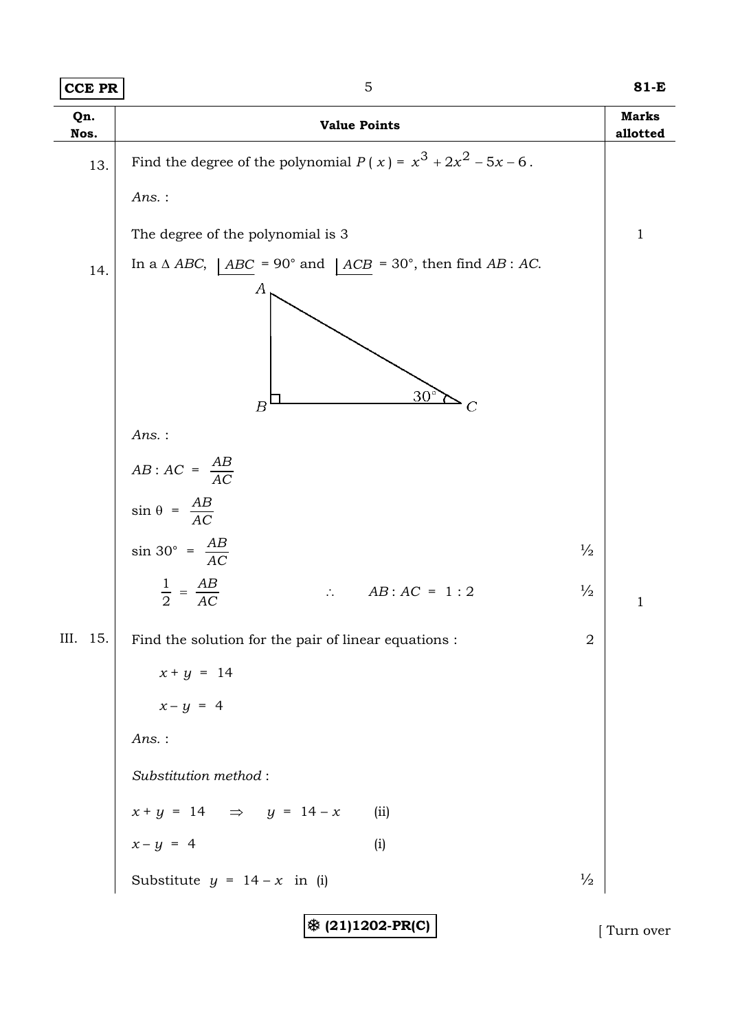| Qn. Nos. | Value Points | Marks allotted |
|---|---|---|
| 13. | Find the degree of the polynomial $P(x) = x^3 + 2x^2 - 5x - 6$. | |
| | *Ans.* : | |
| | The degree of the polynomial is 3 | 1 |
| 14. | In a $\Delta ABC$, $\angle ABC = 90°$ and $\angle ACB = 30°$, then find $AB : AC$. | |
| | *Ans.* : | |
| | $AB : AC = \frac{AB}{AC}$ | |
| | $\sin\theta = \frac{AB}{AC}$ | |
| | $\sin 30° = \frac{AB}{AC}$ ½ | |
| | $\frac{1}{2} = \frac{AB}{AC}$ $\therefore$ $AB : AC = 1 : 2$ ½ | 1 |
| III. 15. | Find the solution for the pair of linear equations : 2 | |
| | $x + y = 14$ | |
| | $x - y = 4$ | |
| | *Ans.* : | |
| | *Substitution method* : | |
| | $x + y = 14 \Rightarrow y = 14 - x$ (ii) | |
| | $x - y = 4$ (i) | |
| | Substitute $y = 14 - x$ in (i) ½ | |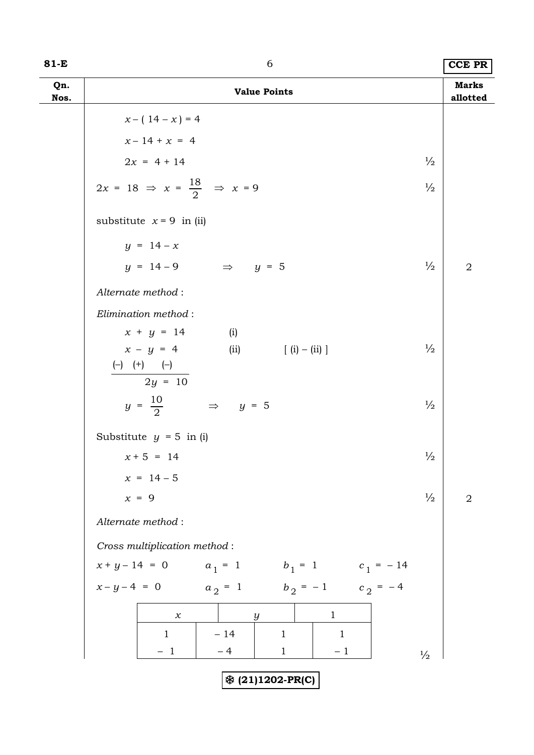| Qn. Nos. | Value Points | Marks allotted |
|---|---|---|

$x - (14 - x) = 4$

$x - 14 + x = 4$

$2x = 4 + 14$ ½

$2x = 18 \Rightarrow x = \frac{18}{2} \Rightarrow x = 9$ ½

substitute $x = 9$ in (ii)

$y = 14 - x$

$y = 14 - 9 \Rightarrow y = 5$ ½ **2**

*Alternate method* :

*Elimination method* :

$x + y = 14$ (i)

$x - y = 4$ (ii) [ (i) – (ii) ] ½

(–) (+) (–)

$2y = 10$

$y = \frac{10}{2} \Rightarrow y = 5$ ½

Substitute $y = 5$ in (i)

$x + 5 = 14$ ½

$x = 14 - 5$

$x = 9$ ½ **2**

*Alternate method* :

*Cross multiplication method* :

$x + y - 14 = 0$ $a_1 = 1$ $b_1 = 1$ $c_1 = -14$

$x - y - 4 = 0$ $a_2 = 1$ $b_2 = -1$ $c_2 = -4$

| $x$ | | $y$ | | $1$ | |
|---|---|---|---|---|---|
| 1 | – 14 | 1 | 1 | | |
| – 1 | – 4 | 1 | – 1 | | |

½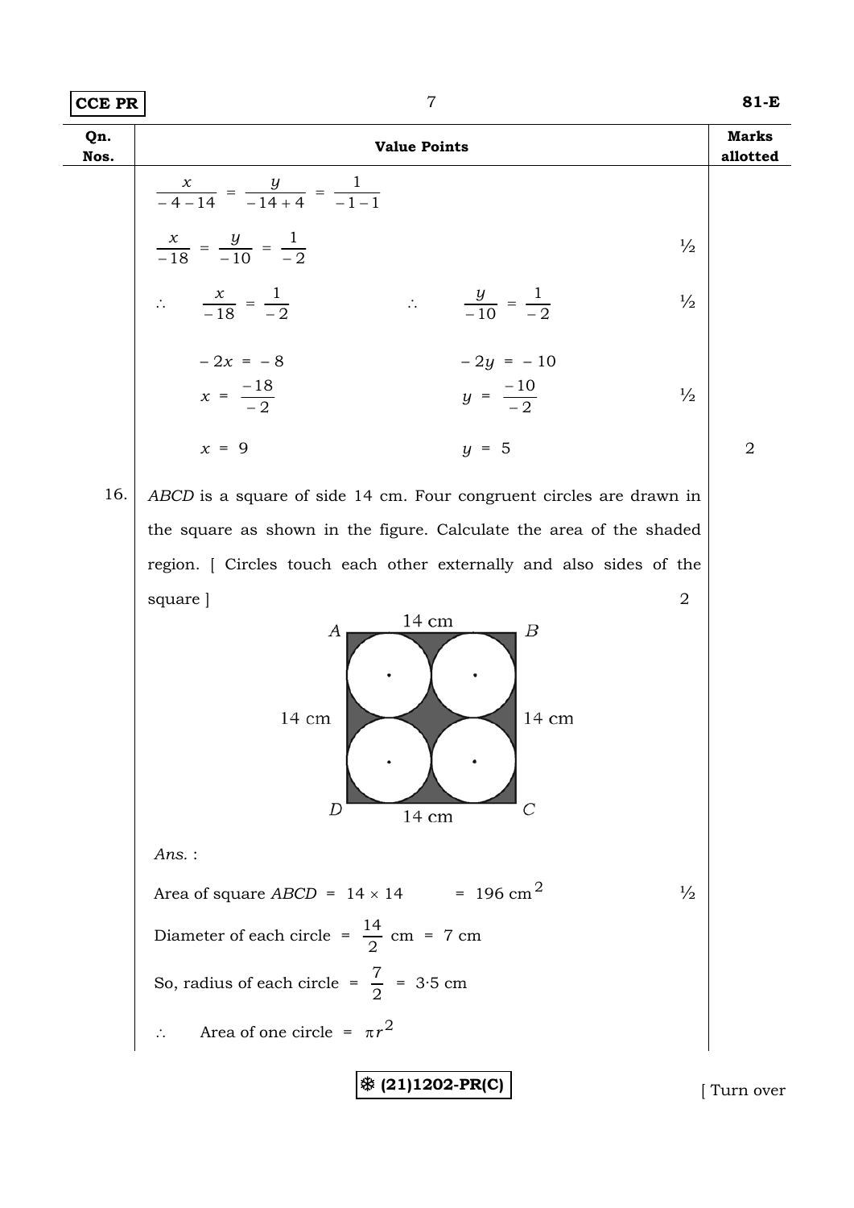| Qn. Nos. | Value Points | Marks allotted |
|---|---|---|
| | $\dfrac{x}{-4-14} = \dfrac{y}{-14+4} = \dfrac{1}{-1-1}$ | |
| | $\dfrac{x}{-18} = \dfrac{y}{-10} = \dfrac{1}{-2}$ ½ | |
| | $\therefore \quad \dfrac{x}{-18} = \dfrac{1}{-2} \qquad \therefore \quad \dfrac{y}{-10} = \dfrac{1}{-2}$ ½ | |
| | $-2x = -8 \qquad -2y = -10$ | |
| | $x = \dfrac{-18}{-2} \qquad y = \dfrac{-10}{-2}$ ½ | |
| | $x = 9 \qquad y = 5$ | 2 |
| 16. | *ABCD* is a square of side 14 cm. Four congruent circles are drawn in the square as shown in the figure. Calculate the area of the shaded region. [ Circles touch each other externally and also sides of the square ] 2 | |
| | *Ans.* : | |
| | Area of square *ABCD* = $14 \times 14 = 196 \text{ cm}^2$ ½ | |
| | Diameter of each circle = $\dfrac{14}{2}$ cm = 7 cm | |
| | So, radius of each circle = $\dfrac{7}{2} = 3{\cdot}5$ cm | |
| | $\therefore$ Area of one circle = $\pi r^2$ | |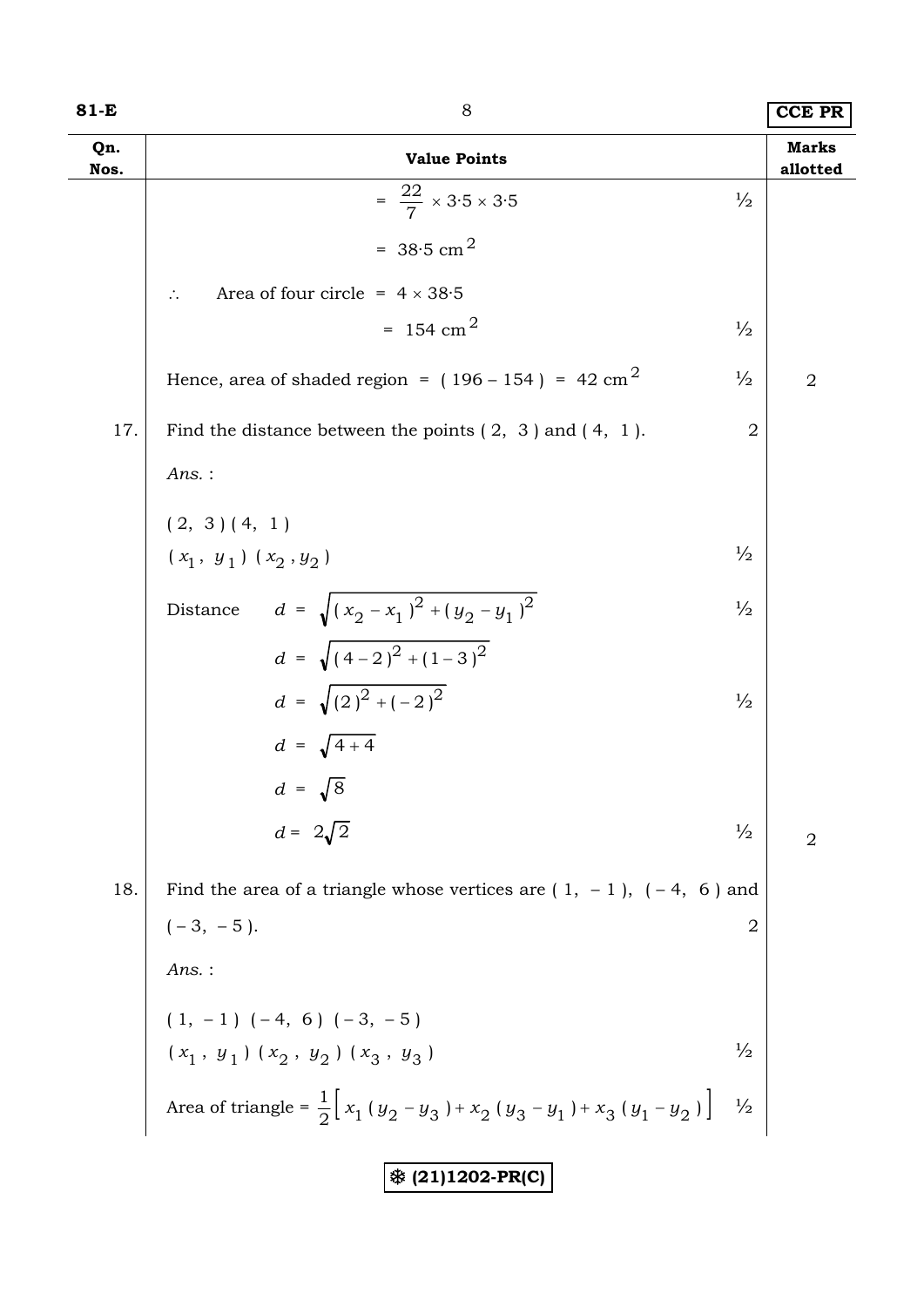| Qn. Nos. | Value Points | | Marks allotted |
|---|---|---|---|
| | $= \frac{22}{7} \times 3{\cdot}5 \times 3{\cdot}5$ | ½ | |
| | $= 38{\cdot}5 \text{ cm}^2$ | | |
| | $\therefore$ Area of four circle $= 4 \times 38{\cdot}5$ | | |
| | $= 154 \text{ cm}^2$ | ½ | |
| | Hence, area of shaded region $= (196 - 154) = 42 \text{ cm}^2$ | ½ | 2 |
| 17. | Find the distance between the points ( 2, 3 ) and ( 4, 1 ). | 2 | |
| | *Ans.* : | | |
| | $(2, 3)\ (4, 1)$ <br> $(x_1, y_1)\ (x_2, y_2)$ | ½ | |
| | Distance $d = \sqrt{(x_2 - x_1)^2 + (y_2 - y_1)^2}$ | ½ | |
| | $d = \sqrt{(4-2)^2 + (1-3)^2}$ | | |
| | $d = \sqrt{(2)^2 + (-2)^2}$ | ½ | |
| | $d = \sqrt{4+4}$ | | |
| | $d = \sqrt{8}$ | | |
| | $d = 2\sqrt{2}$ | ½ | 2 |
| 18. | Find the area of a triangle whose vertices are ( 1, – 1 ), ( – 4, 6 ) and ( – 3, – 5 ). | 2 | |
| | *Ans.* : | | |
| | $(1, -1)\ (-4, 6)\ (-3, -5)$ <br> $(x_1, y_1)\ (x_2, y_2)\ (x_3, y_3)$ | ½ | |
| | Area of triangle $= \frac{1}{2}\left[ x_1(y_2 - y_3) + x_2(y_3 - y_1) + x_3(y_1 - y_2) \right]$ | ½ | |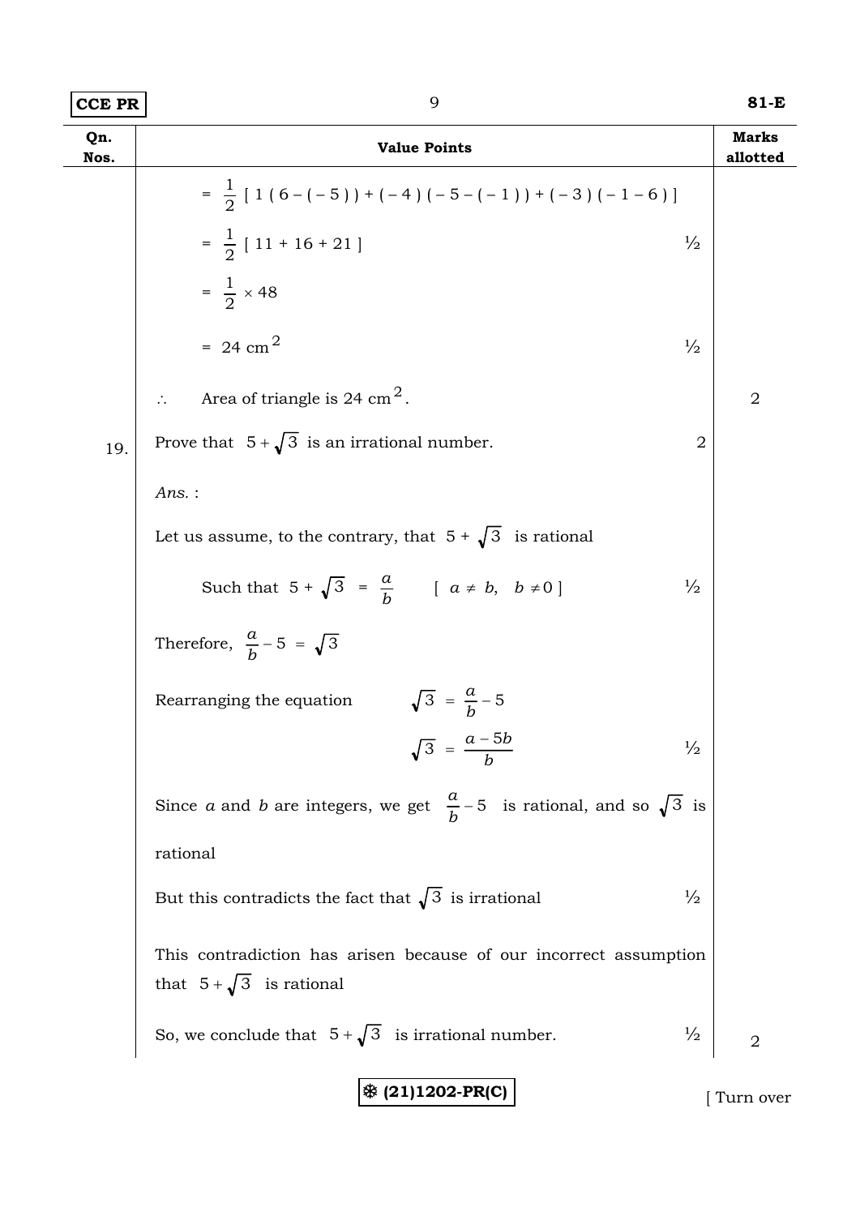| Qn. Nos. | Value Points | Marks allotted |
|---|---|---|
| | $= \frac{1}{2} [ 1 ( 6 - ( - 5 ) ) + ( - 4 ) ( - 5 - ( - 1 ) ) + ( - 3 ) ( - 1 - 6 ) ]$ | |
| | $= \frac{1}{2} [ 11 + 16 + 21 ]$ ½ | |
| | $= \frac{1}{2} \times 48$ | |
| | $= 24 \text{ cm}^2$ ½ | |
| | $\therefore$ Area of triangle is $24 \text{ cm}^2$. | 2 |
| 19. | Prove that $5 + \sqrt{3}$ is an irrational number. 2 | |
| | *Ans.* : | |
| | Let us assume, to the contrary, that $5 + \sqrt{3}$ is rational | |
| | Such that $5 + \sqrt{3} = \frac{a}{b}$ $[ a \neq b, \ b \neq 0 ]$ ½ | |
| | Therefore, $\frac{a}{b} - 5 = \sqrt{3}$ | |
| | Rearranging the equation $\sqrt{3} = \frac{a}{b} - 5$ | |
| | $\sqrt{3} = \frac{a - 5b}{b}$ ½ | |
| | Since $a$ and $b$ are integers, we get $\frac{a}{b} - 5$ is rational, and so $\sqrt{3}$ is rational | |
| | But this contradicts the fact that $\sqrt{3}$ is irrational ½ | |
| | This contradiction has arisen because of our incorrect assumption that $5 + \sqrt{3}$ is rational | |
| | So, we conclude that $5 + \sqrt{3}$ is irrational number. ½ | 2 |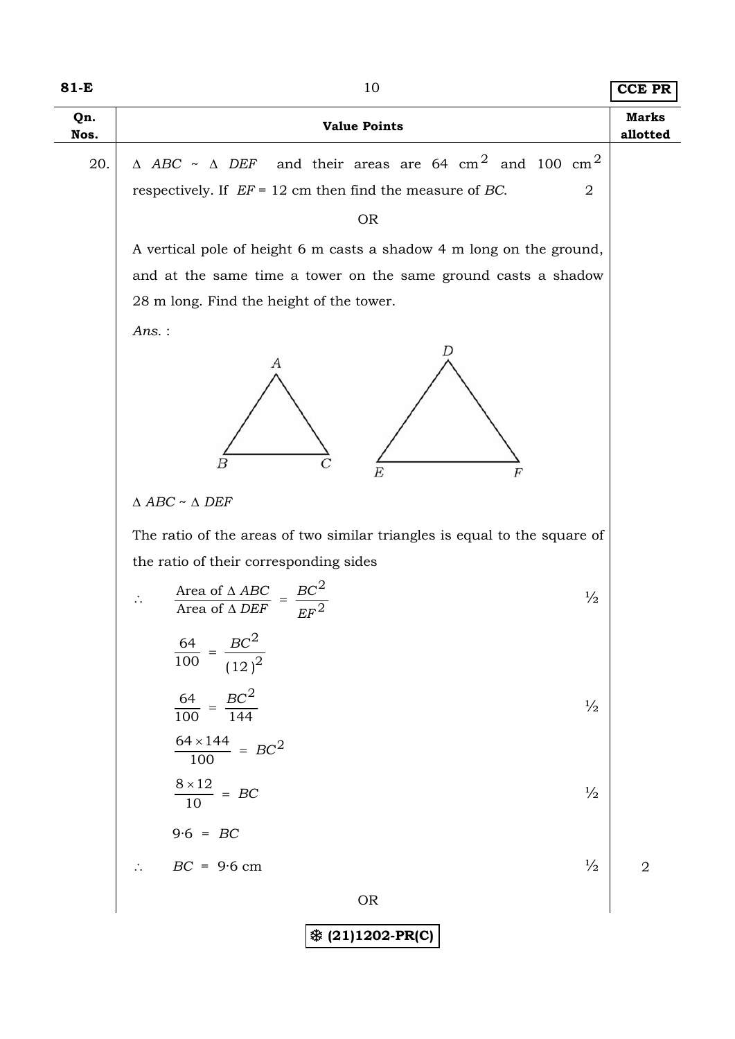| Qn. Nos. | Value Points | Marks allotted |
|---|---|---|
| 20. | $\Delta\ ABC \sim \Delta\ DEF$ and their areas are 64 $cm^2$ and 100 $cm^2$ respectively. If $EF$ = 12 cm then find the measure of $BC$. 2 | |
| | OR | |
| | A vertical pole of height 6 m casts a shadow 4 m long on the ground, and at the same time a tower on the same ground casts a shadow 28 m long. Find the height of the tower. | |

*Ans.* :

$\Delta\ ABC \sim \Delta\ DEF$

The ratio of the areas of two similar triangles is equal to the square of the ratio of their corresponding sides

$$\therefore \quad \frac{\text{Area of } \Delta\ ABC}{\text{Area of } \Delta\ DEF} = \frac{BC^2}{EF^2} \qquad \tfrac{1}{2}$$

$$\frac{64}{100} = \frac{BC^2}{(12)^2}$$

$$\frac{64}{100} = \frac{BC^2}{144} \qquad \tfrac{1}{2}$$

$$\frac{64 \times 144}{100} = BC^2$$

$$\frac{8 \times 12}{10} = BC \qquad \tfrac{1}{2}$$

$$9 \cdot 6 = BC$$

$$\therefore \quad BC = 9 \cdot 6 \text{ cm} \qquad \tfrac{1}{2} \qquad 2$$

OR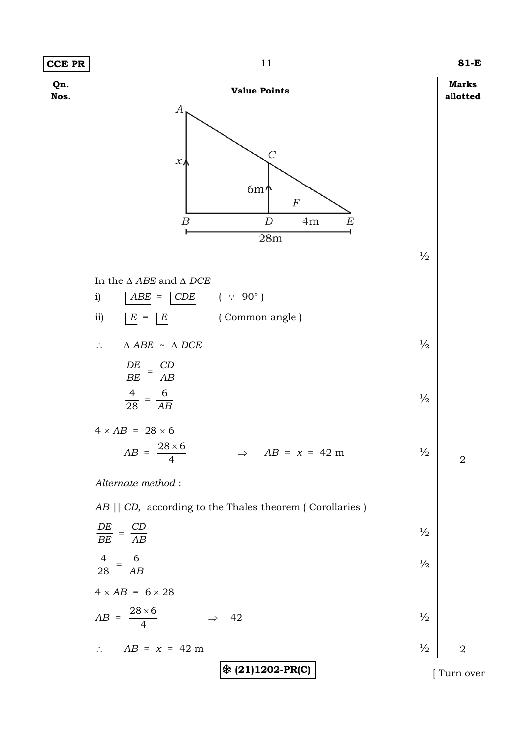| Qn. Nos. | Value Points | | Marks allotted |
|---|---|---|---|
| | (Figure: triangle $ABE$ with $AB = x$, $CD = 6$m, $DE = 4$m, $BE = 28$m) | ½ | |
| | In the $\Delta\, ABE$ and $\Delta\, DCE$ | | |
| | i) $\angle ABE = \angle CDE$ ( $\because$ 90° ) | | |
| | ii) $\angle E = \angle E$ ( Common angle ) | | |
| | $\therefore \quad \Delta\, ABE \sim \Delta\, DCE$ | ½ | |
| | $\dfrac{DE}{BE} = \dfrac{CD}{AB}$ | | |
| | $\dfrac{4}{28} = \dfrac{6}{AB}$ | ½ | |
| | $4 \times AB = 28 \times 6$ | | |
| | $AB = \dfrac{28 \times 6}{4} \quad \Rightarrow \quad AB = x = 42$ m | ½ | 2 |
| | *Alternate method* : | | |
| | $AB \parallel CD$, according to the Thales theorem ( Corollaries ) | | |
| | $\dfrac{DE}{BE} = \dfrac{CD}{AB}$ | ½ | |
| | $\dfrac{4}{28} = \dfrac{6}{AB}$ | ½ | |
| | $4 \times AB = 6 \times 28$ | | |
| | $AB = \dfrac{28 \times 6}{4} \quad \Rightarrow \quad 42$ | ½ | |
| | $\therefore \quad AB = x = 42$ m | ½ | 2 |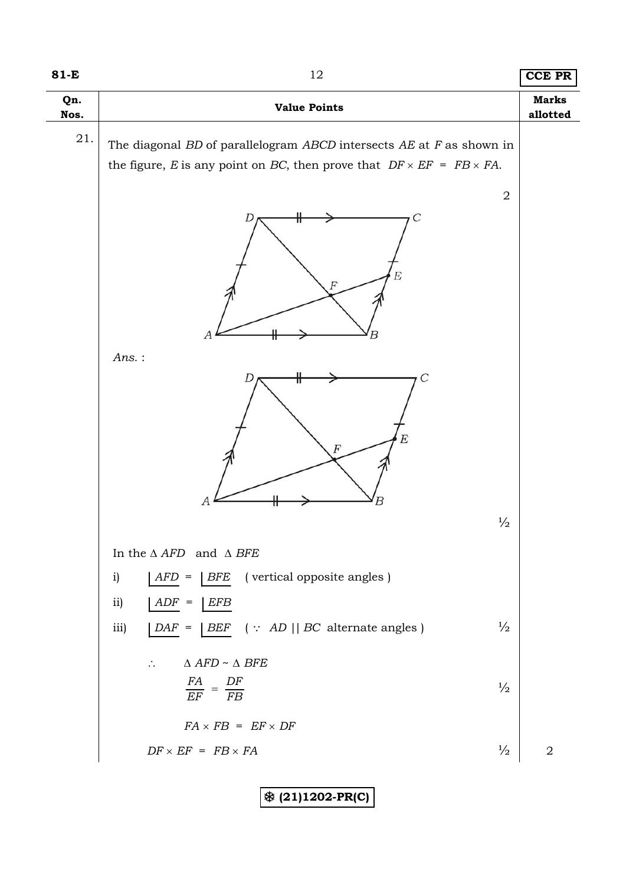| Qn. Nos. | Value Points | Marks allotted |
|---|---|---|
| 21. | The diagonal *BD* of parallelogram *ABCD* intersects *AE* at *F* as shown in the figure, *E* is any point on *BC*, then prove that $DF \times EF = FB \times FA$. | 2 |

*Ans.* :

½

In the $\Delta\, AFD$ and $\Delta\, BFE$

i) $\angle AFD = \angle BFE$ ( vertical opposite angles )

ii) $\angle ADF = \angle EFB$

iii) $\angle DAF = \angle BEF$ ( $\because$ $AD \parallel BC$ alternate angles ) ½

$\therefore$ $\Delta\, AFD \sim \Delta\, BFE$

$$\frac{FA}{EF} = \frac{DF}{FB}$$ ½

$$FA \times FB = EF \times DF$$

$$DF \times EF = FB \times FA$$ ½ | 2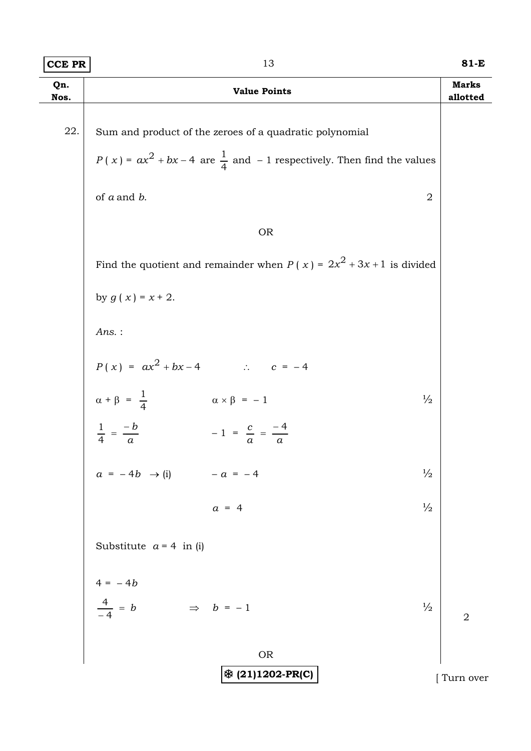| Qn. Nos. | Value Points | | Marks allotted |
|---|---|---|---|
| 22. | Sum and product of the zeroes of a quadratic polynomial $P(x) = ax^2 + bx - 4$ are $\frac{1}{4}$ and $-1$ respectively. Then find the values of $a$ and $b$. | 2 | |
| | OR | | |
| | Find the quotient and remainder when $P(x) = 2x^2 + 3x + 1$ is divided by $g(x) = x + 2$. | | |
| | *Ans.* : | | |
| | $P(x) = ax^2 + bx - 4$ $\quad \therefore \quad c = -4$ | | |
| | $\alpha + \beta = \frac{1}{4}$ $\quad \alpha \times \beta = -1$ | ½ | |
| | $\frac{1}{4} = \frac{-b}{a}$ $\quad -1 = \frac{c}{a} = \frac{-4}{a}$ | | |
| | $a = -4b \rightarrow$ (i) $\quad -a = -4$ | ½ | |
| | $a = 4$ | ½ | |
| | Substitute $a = 4$ in (i) | | |
| | $4 = -4b$ | | |
| | $\frac{4}{-4} = b \quad \Rightarrow \quad b = -1$ | ½ | 2 |
| | OR | | |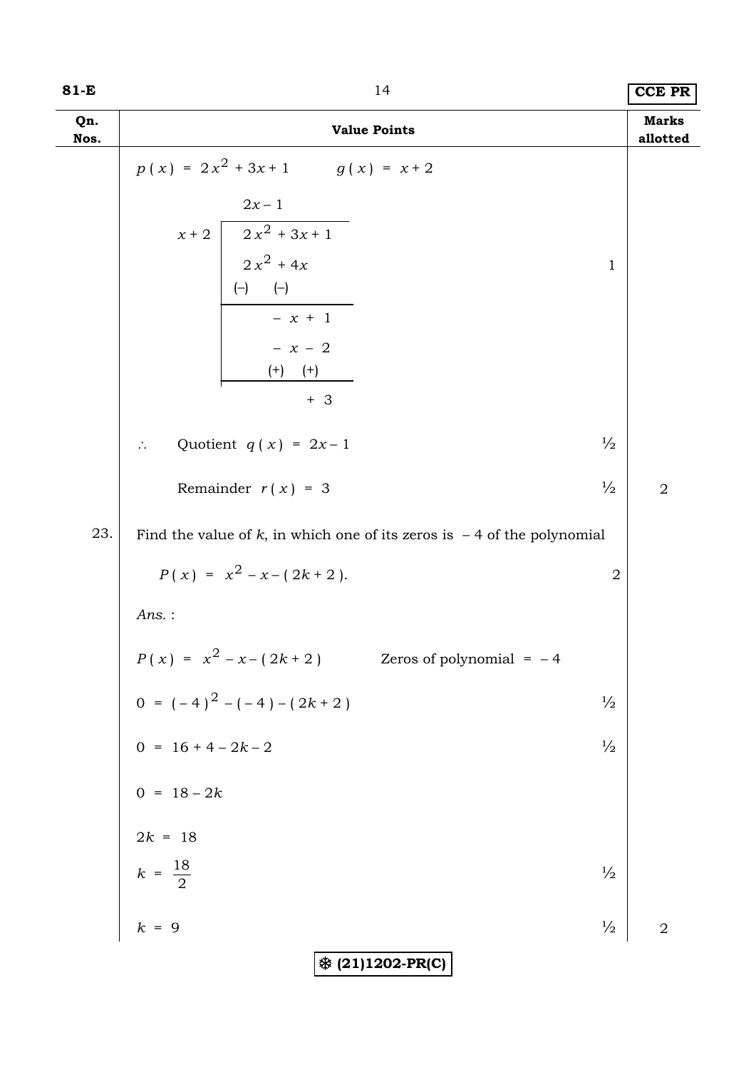| Qn. Nos. | Value Points | Marks allotted |
|---|---|---|
| | $p(x) = 2x^2 + 3x + 1 \qquad g(x) = x + 2$ | |
| | Long division of $2x^2 + 3x + 1$ by $x + 2$: quotient $2x - 1$; subtract $2x^2 + 4x$ [(–) (–)] to get $-x + 1$; subtract $-x - 2$ [(+) (+)] to get $+3$. **1** | |
| | $\therefore$ Quotient $q(x) = 2x - 1$ **½** | |
| | Remainder $r(x) = 3$ **½** | 2 |
| 23. | Find the value of $k$, in which one of its zeros is $-4$ of the polynomial $P(x) = x^2 - x - (2k + 2)$. **2** | |
| | *Ans.* : | |
| | $P(x) = x^2 - x - (2k + 2) \qquad$ Zeros of polynomial $= -4$ | |
| | $0 = (-4)^2 - (-4) - (2k + 2)$ **½** | |
| | $0 = 16 + 4 - 2k - 2$ **½** | |
| | $0 = 18 - 2k$ | |
| | $2k = 18$ | |
| | $k = \dfrac{18}{2}$ **½** | |
| | $k = 9$ **½** | 2 |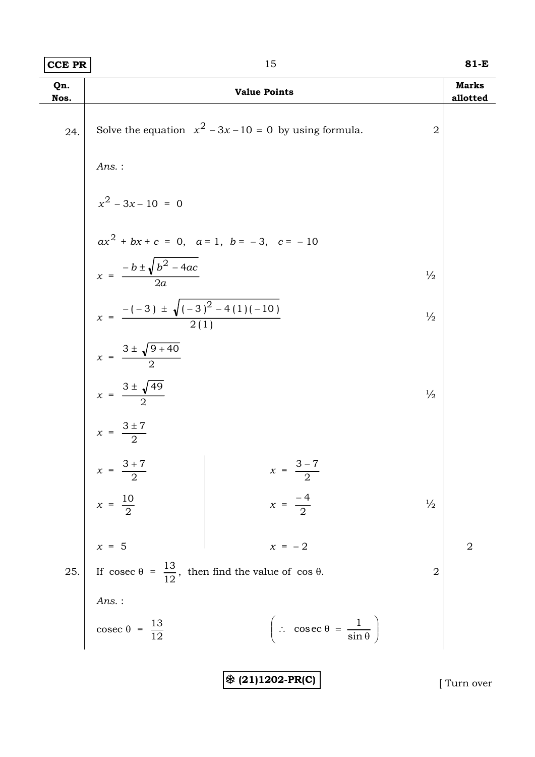| Qn. Nos. | Value Points | | Marks allotted |
|---|---|---|---|
| 24. | Solve the equation $x^2 - 3x - 10 = 0$ by using formula. | 2 | |
| | *Ans.* : | | |
| | $x^2 - 3x - 10 = 0$ | | |
| | $ax^2 + bx + c = 0, \quad a = 1, \ b = -3, \quad c = -10$ | | |
| | $x = \frac{-b \pm \sqrt{b^2 - 4ac}}{2a}$ | ½ | |
| | $x = \frac{-(-3) \pm \sqrt{(-3)^2 - 4(1)(-10)}}{2(1)}$ | ½ | |
| | $x = \frac{3 \pm \sqrt{9 + 40}}{2}$ | | |
| | $x = \frac{3 \pm \sqrt{49}}{2}$ | ½ | |
| | $x = \frac{3 \pm 7}{2}$ | | |
| | $x = \frac{3 + 7}{2}$ \| $x = \frac{3 - 7}{2}$ | | |
| | $x = \frac{10}{2}$ \| $x = \frac{-4}{2}$ | ½ | |
| | $x = 5$ \| $x = -2$ | | 2 |
| 25. | If $\operatorname{cosec} \theta = \frac{13}{12}$, then find the value of $\cos \theta$. | 2 | |
| | *Ans.* : | | |
| | $\operatorname{cosec} \theta = \frac{13}{12}$ $\quad \left( \therefore \ \operatorname{cosec} \theta = \frac{1}{\sin \theta} \right)$ | | |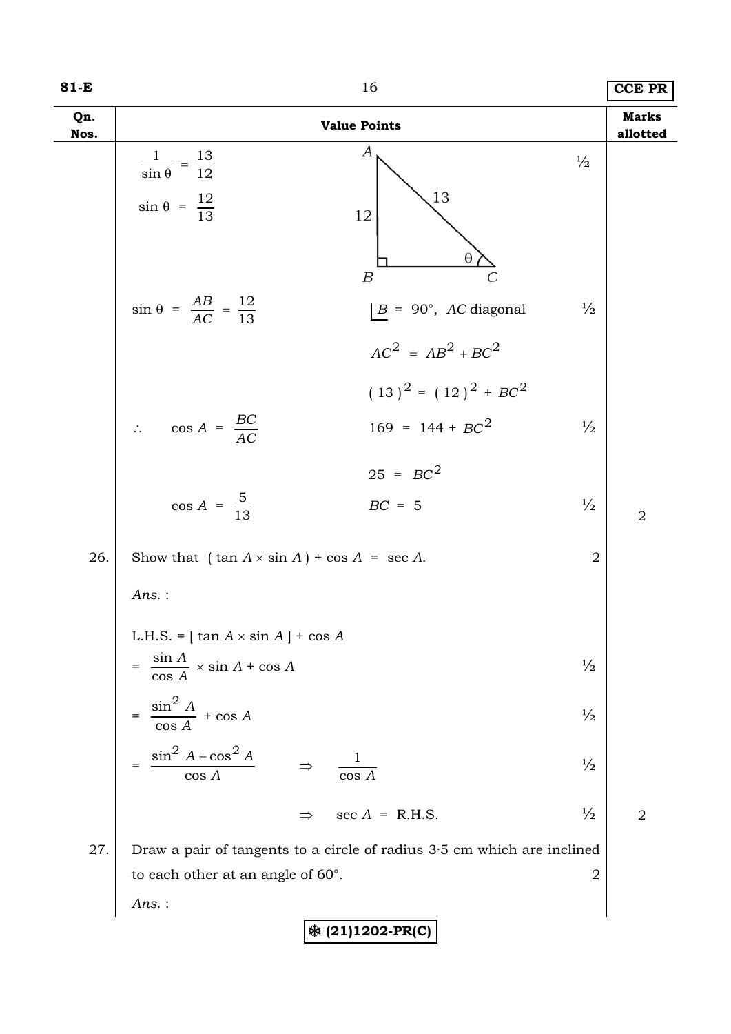| Qn. Nos. | Value Points | | Marks allotted |
|---|---|---|---|
| | $\frac{1}{\sin\theta} = \frac{13}{12}$ <br> $\sin\theta = \frac{12}{13}$ | ½ | |
| | $\sin\theta = \frac{AB}{AC} = \frac{12}{13}$ &nbsp;&nbsp;&nbsp; $\lfloor B = 90°$, $AC$ diagonal | ½ | |
| | $AC^2 = AB^2 + BC^2$ <br> $(13)^2 = (12)^2 + BC^2$ <br> $\therefore \quad \cos A = \frac{BC}{AC}$ &nbsp;&nbsp;&nbsp; $169 = 144 + BC^2$ | ½ | |
| | $25 = BC^2$ <br> $\cos A = \frac{5}{13}$ &nbsp;&nbsp;&nbsp; $BC = 5$ | ½ | 2 |
| 26. | Show that $(\tan A \times \sin A) + \cos A = \sec A$. | 2 | |
| | *Ans.* : | | |
| | L.H.S. = $[\tan A \times \sin A] + \cos A$ <br> $= \frac{\sin A}{\cos A} \times \sin A + \cos A$ | ½ | |
| | $= \frac{\sin^2 A}{\cos A} + \cos A$ | ½ | |
| | $= \frac{\sin^2 A + \cos^2 A}{\cos A} \Rightarrow \frac{1}{\cos A}$ | ½ | |
| | $\Rightarrow \sec A =$ R.H.S. | ½ | 2 |
| 27. | Draw a pair of tangents to a circle of radius 3·5 cm which are inclined to each other at an angle of 60°. | 2 | |
| | *Ans.* : | | |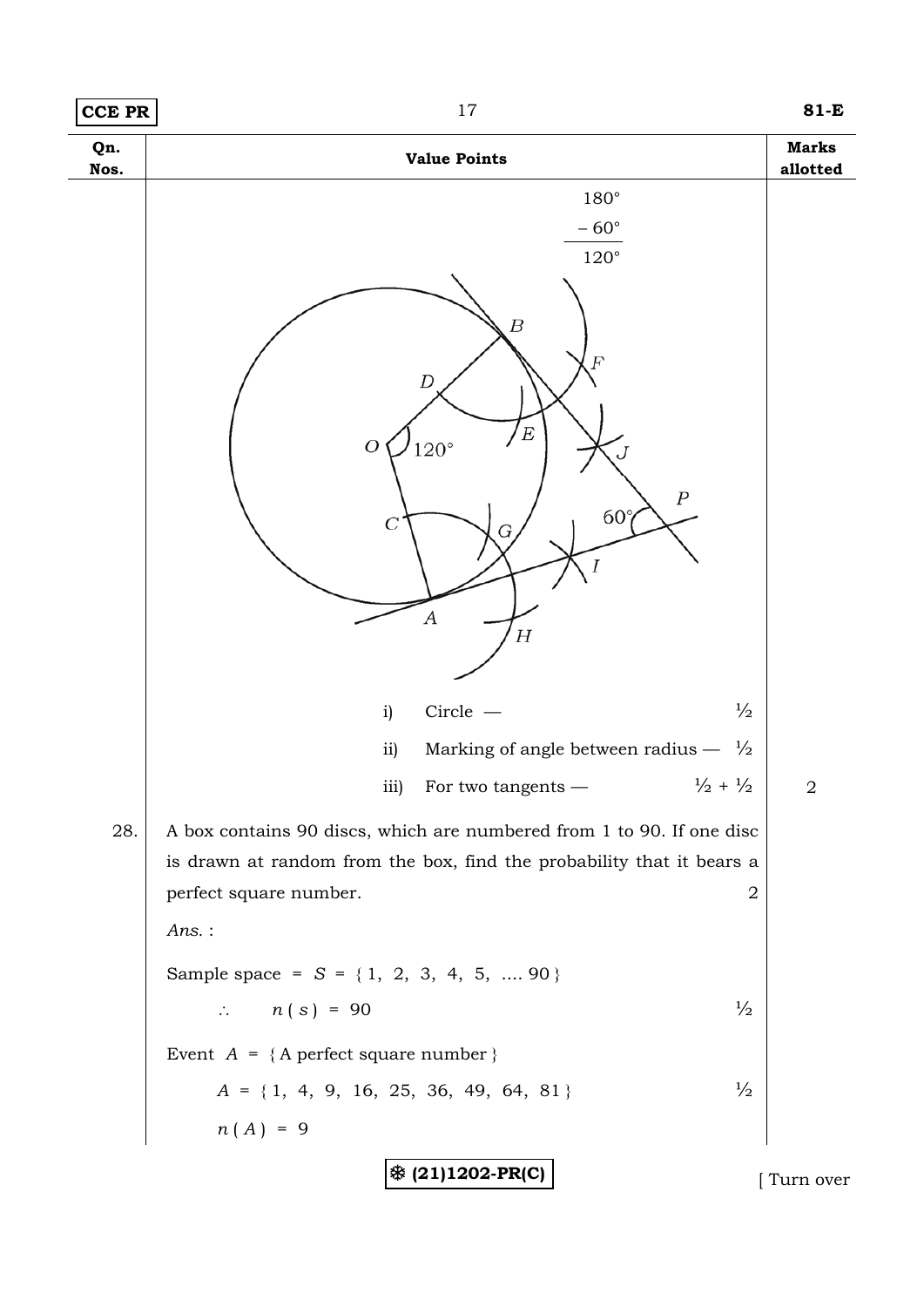| Qn. Nos. | Value Points | Marks allotted |
|---|---|---|
| | $180°$ <br> $-60°$ <br> $120°$ | |
| | i) Circle — ½ <br> ii) Marking of angle between radius — ½ <br> iii) For two tangents — ½ + ½ | 2 |
| 28. | A box contains 90 discs, which are numbered from 1 to 90. If one disc is drawn at random from the box, find the probability that it bears a perfect square number. 2 | |
| | *Ans.* : | |
| | Sample space = $S = \{1, 2, 3, 4, 5, \ldots 90\}$ | |
| | $\therefore \quad n(s) = 90$ ½ | |
| | Event $A$ = { A perfect square number } | |
| | $A = \{1, 4, 9, 16, 25, 36, 49, 64, 81\}$ ½ | |
| | $n(A) = 9$ | |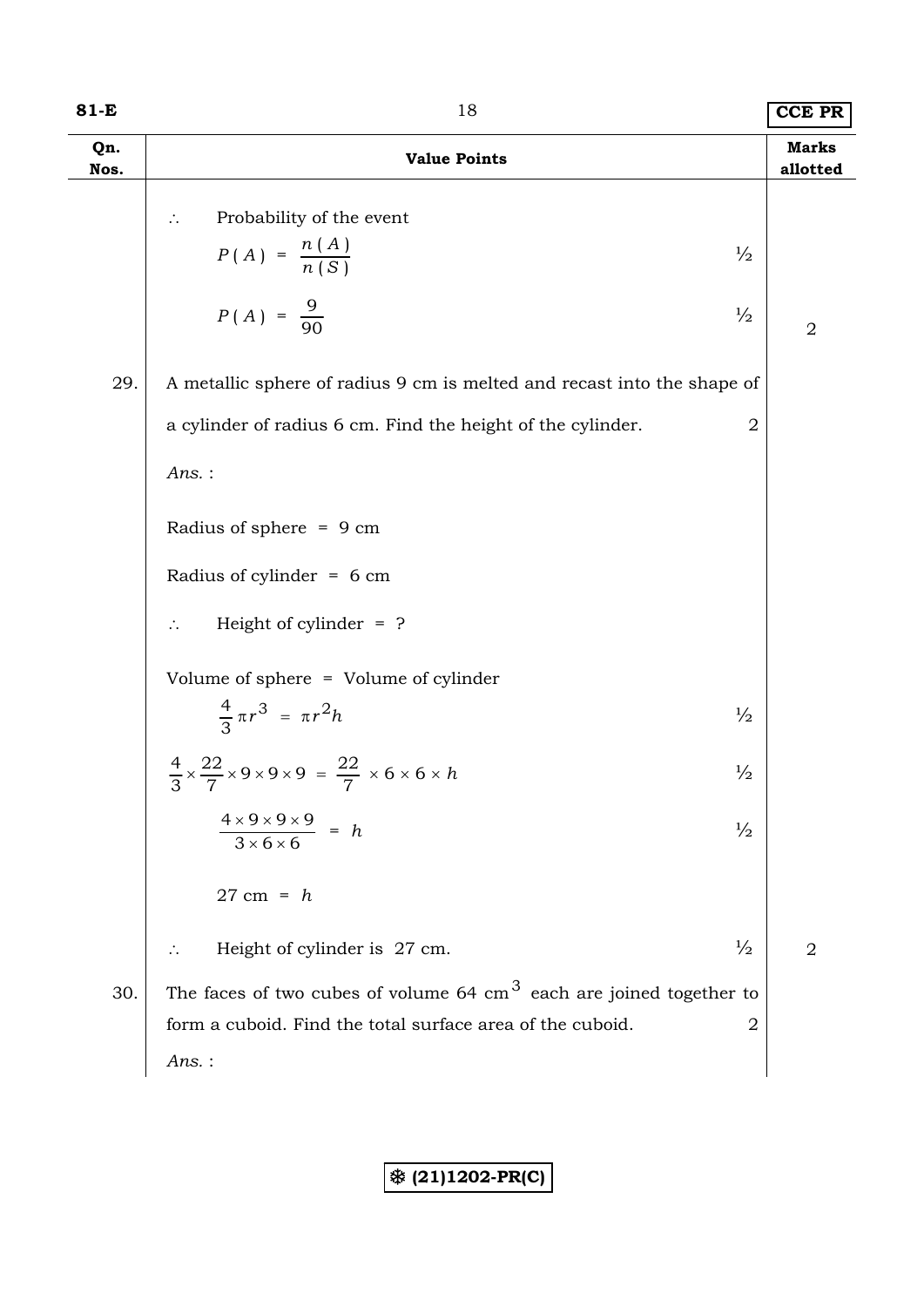| Qn. Nos. | Value Points | Marks allotted |
|---|---|---|
| | $\therefore$ Probability of the event | |
| | $P(A) = \dfrac{n(A)}{n(S)}$ ½ | |
| | $P(A) = \dfrac{9}{90}$ ½ | 2 |
| 29. | A metallic sphere of radius 9 cm is melted and recast into the shape of a cylinder of radius 6 cm. Find the height of the cylinder. 2 | |
| | *Ans.* : | |
| | Radius of sphere = 9 cm | |
| | Radius of cylinder = 6 cm | |
| | $\therefore$ Height of cylinder = ? | |
| | Volume of sphere = Volume of cylinder | |
| | $\dfrac{4}{3}\pi r^3 = \pi r^2 h$ ½ | |
| | $\dfrac{4}{3} \times \dfrac{22}{7} \times 9 \times 9 \times 9 = \dfrac{22}{7} \times 6 \times 6 \times h$ ½ | |
| | $\dfrac{4 \times 9 \times 9 \times 9}{3 \times 6 \times 6} = h$ ½ | |
| | $27 \text{ cm} = h$ | |
| | $\therefore$ Height of cylinder is 27 cm. ½ | 2 |
| 30. | The faces of two cubes of volume 64 $\text{cm}^3$ each are joined together to form a cuboid. Find the total surface area of the cuboid. 2 | |
| | *Ans.* : | |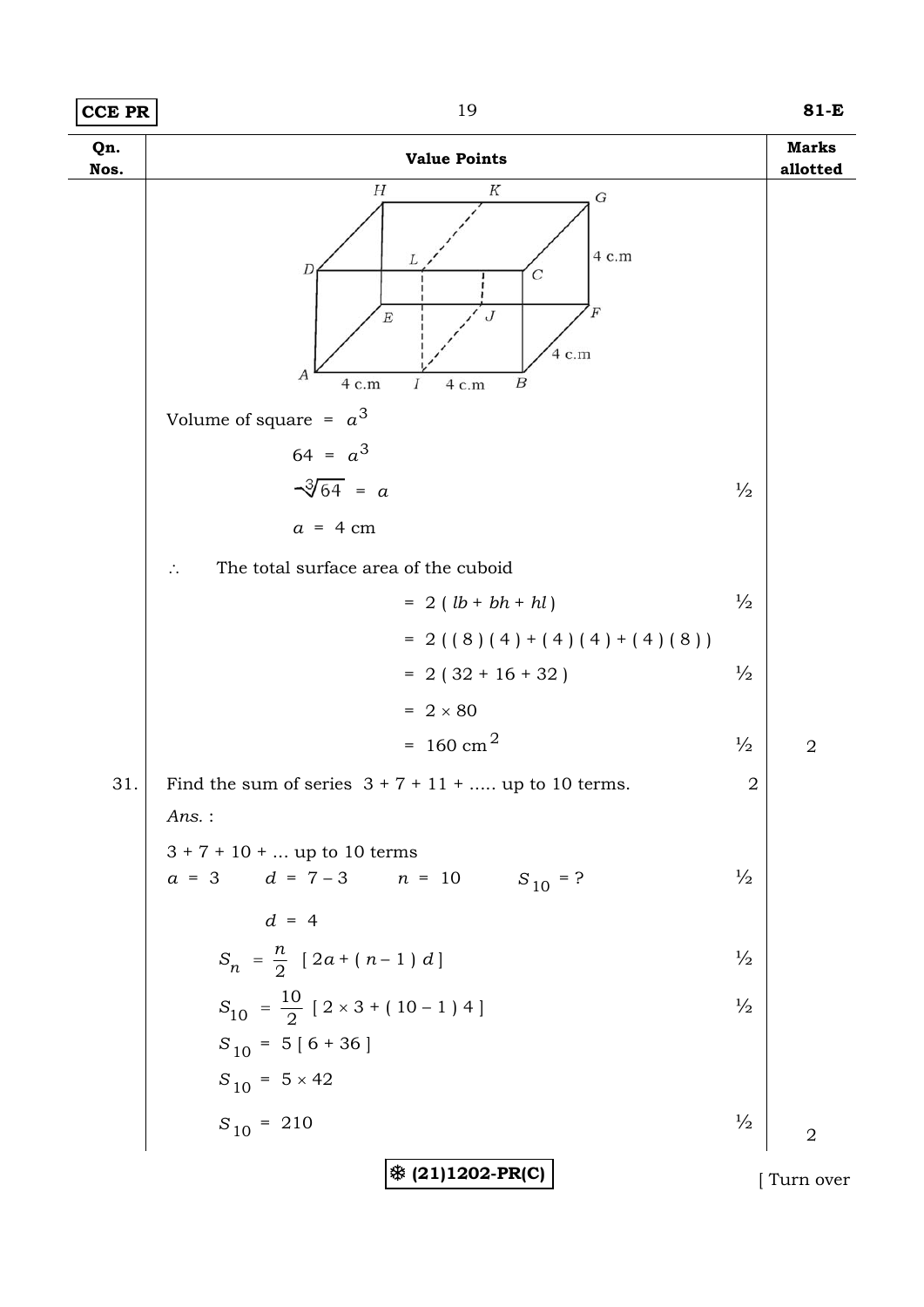| Qn. Nos. | Value Points | | Marks allotted |
|---|---|---|---|
| | Volume of square $= a^3$ | | |
| | $64 = a^3$ | | |
| | $\sqrt[3]{64} = a$ | ½ | |
| | $a = 4$ cm | | |
| | $\therefore$ The total surface area of the cuboid | | |
| | $= 2(lb + bh + hl)$ | ½ | |
| | $= 2((8)(4) + (4)(4) + (4)(8))$ | | |
| | $= 2(32 + 16 + 32)$ | ½ | |
| | $= 2 \times 80$ | | |
| | $= 160 \text{ cm}^2$ | ½ | 2 |
| 31. | Find the sum of series $3 + 7 + 11 + \ldots$ up to 10 terms. | 2 | |
| | *Ans.* : | | |
| | $3 + 7 + 10 + \ldots$ up to 10 terms | | |
| | $a = 3 \quad d = 7 - 3 \quad n = 10 \quad S_{10} = ?$ | ½ | |
| | $d = 4$ | | |
| | $S_n = \frac{n}{2}[2a + (n-1)d]$ | ½ | |
| | $S_{10} = \frac{10}{2}[2 \times 3 + (10-1)4]$ | ½ | |
| | $S_{10} = 5[6 + 36]$ | | |
| | $S_{10} = 5 \times 42$ | | |
| | $S_{10} = 210$ | ½ | 2 |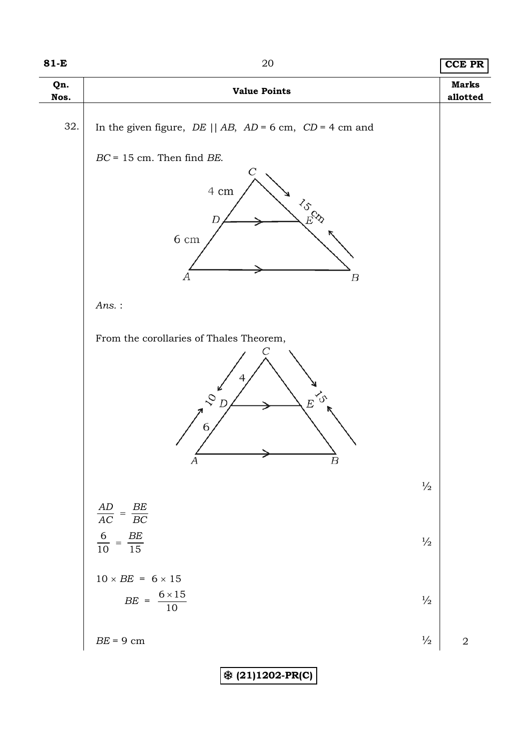| Qn. Nos. | Value Points | Marks allotted |
|---|---|---|
| 32. | In the given figure, $DE \parallel AB$, $AD = 6$ cm, $CD = 4$ cm and $BC = 15$ cm. Then find $BE$. | |
| | *Ans.* : | |
| | From the corollaries of Thales Theorem, ½ | |
| | $\frac{AD}{AC} = \frac{BE}{BC}$ | |
| | $\frac{6}{10} = \frac{BE}{15}$ ½ | |
| | $10 \times BE = 6 \times 15$ | |
| | $BE = \frac{6 \times 15}{10}$ ½ | |
| | $BE = 9$ cm ½ | 2 |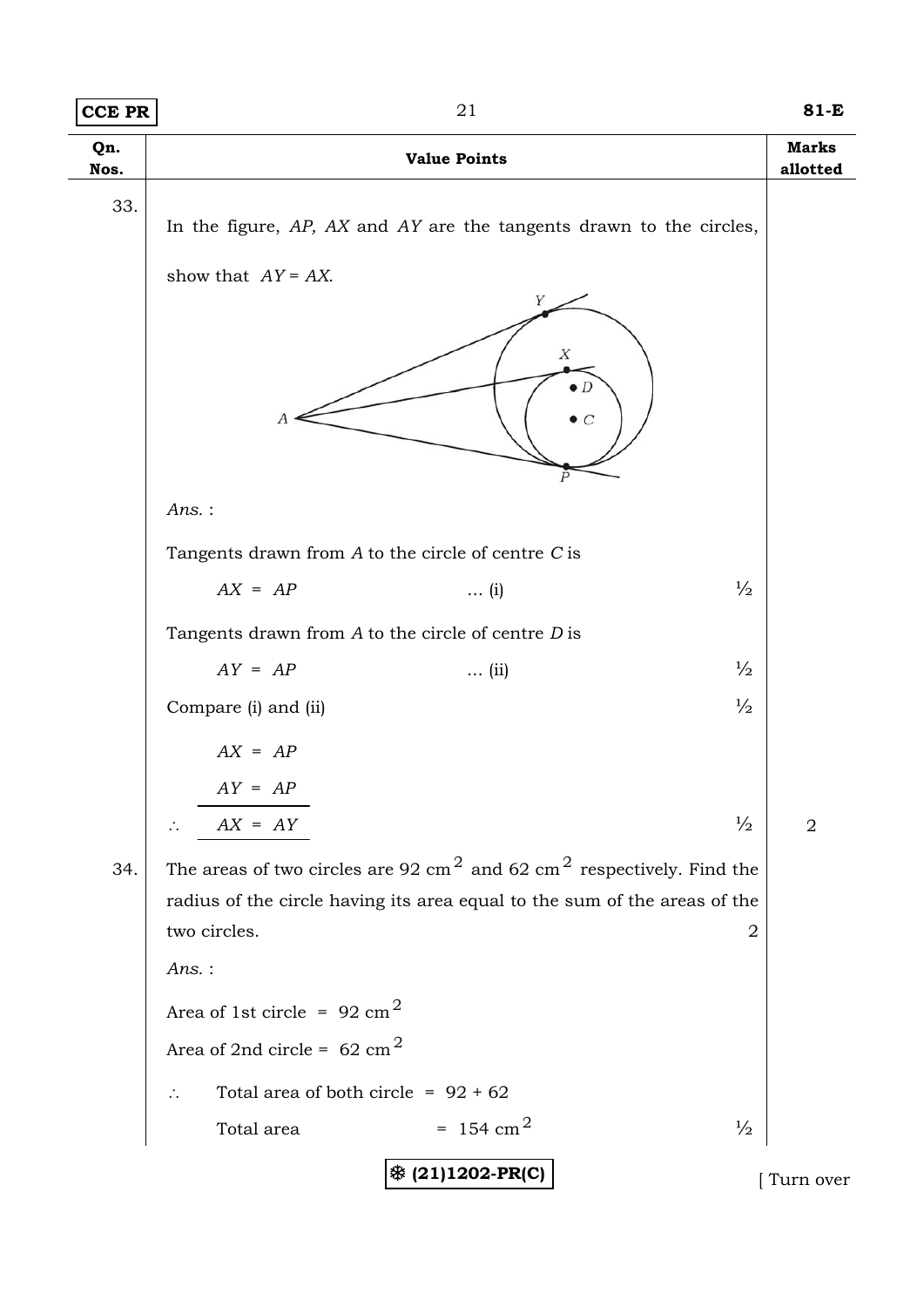| Qn. Nos. | Value Points | Marks allotted |
|---|---|---|

**33.** In the figure, *AP, AX* and *AY* are the tangents drawn to the circles, show that $AY = AX$.

*Ans.* :

Tangents drawn from *A* to the circle of centre *C* is

$AX = AP$ ... (i) — ½

Tangents drawn from *A* to the circle of centre *D* is

$AY = AP$ ... (ii) — ½

Compare (i) and (ii) — ½

$AX = AP$

$AY = AP$

$\therefore \quad AX = AY$ — ½ — **2**

**34.** The areas of two circles are 92 $cm^2$ and 62 $cm^2$ respectively. Find the radius of the circle having its area equal to the sum of the areas of the two circles. — 2

*Ans.* :

Area of 1st circle = 92 $cm^2$

Area of 2nd circle = 62 $cm^2$

$\therefore$ Total area of both circle = 92 + 62

Total area = 154 $cm^2$ — ½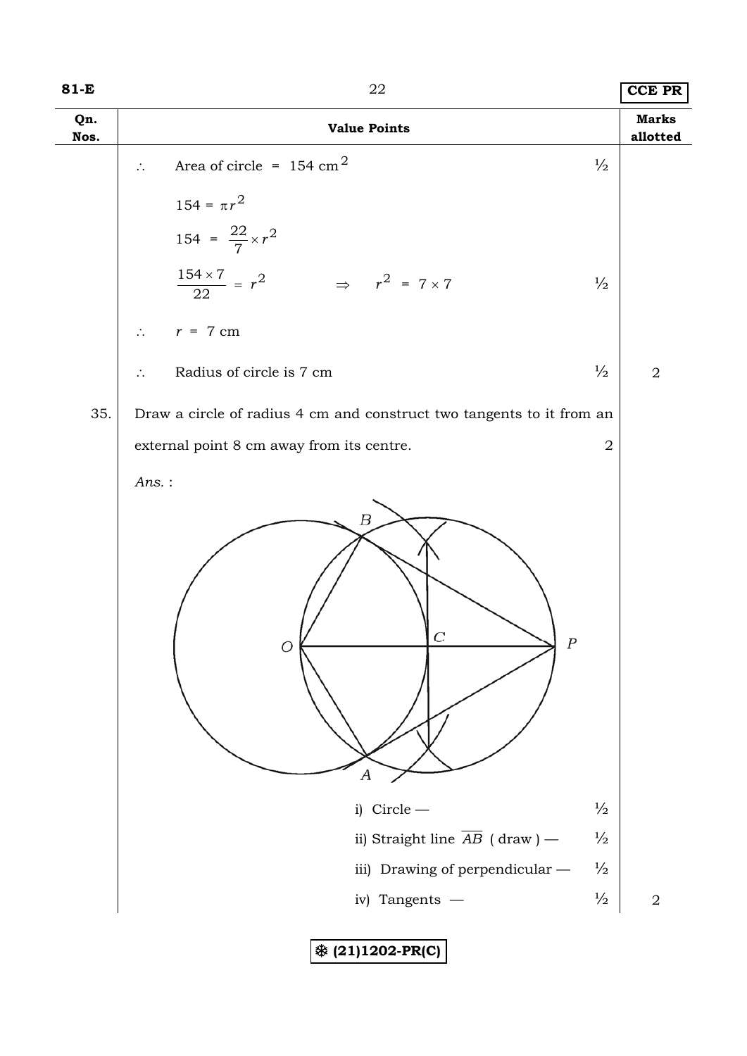| Qn. Nos. | Value Points | Marks allotted |
|---|---|---|
| | $\therefore$ Area of circle = 154 cm$^2$ ½ | |
| | $154 = \pi r^2$ | |
| | $154 = \frac{22}{7} \times r^2$ | |
| | $\frac{154 \times 7}{22} = r^2 \quad \Rightarrow \quad r^2 = 7 \times 7$ ½ | |
| | $\therefore \quad r = 7$ cm | |
| | $\therefore$ Radius of circle is 7 cm ½ | 2 |
| 35. | Draw a circle of radius 4 cm and construct two tangents to it from an external point 8 cm away from its centre. 2 | |
| | *Ans.* : | |
| | i) Circle — ½ | |
| | ii) Straight line $\overline{AB}$ ( draw ) — ½ | |
| | iii) Drawing of perpendicular — ½ | |
| | iv) Tangents — ½ | 2 |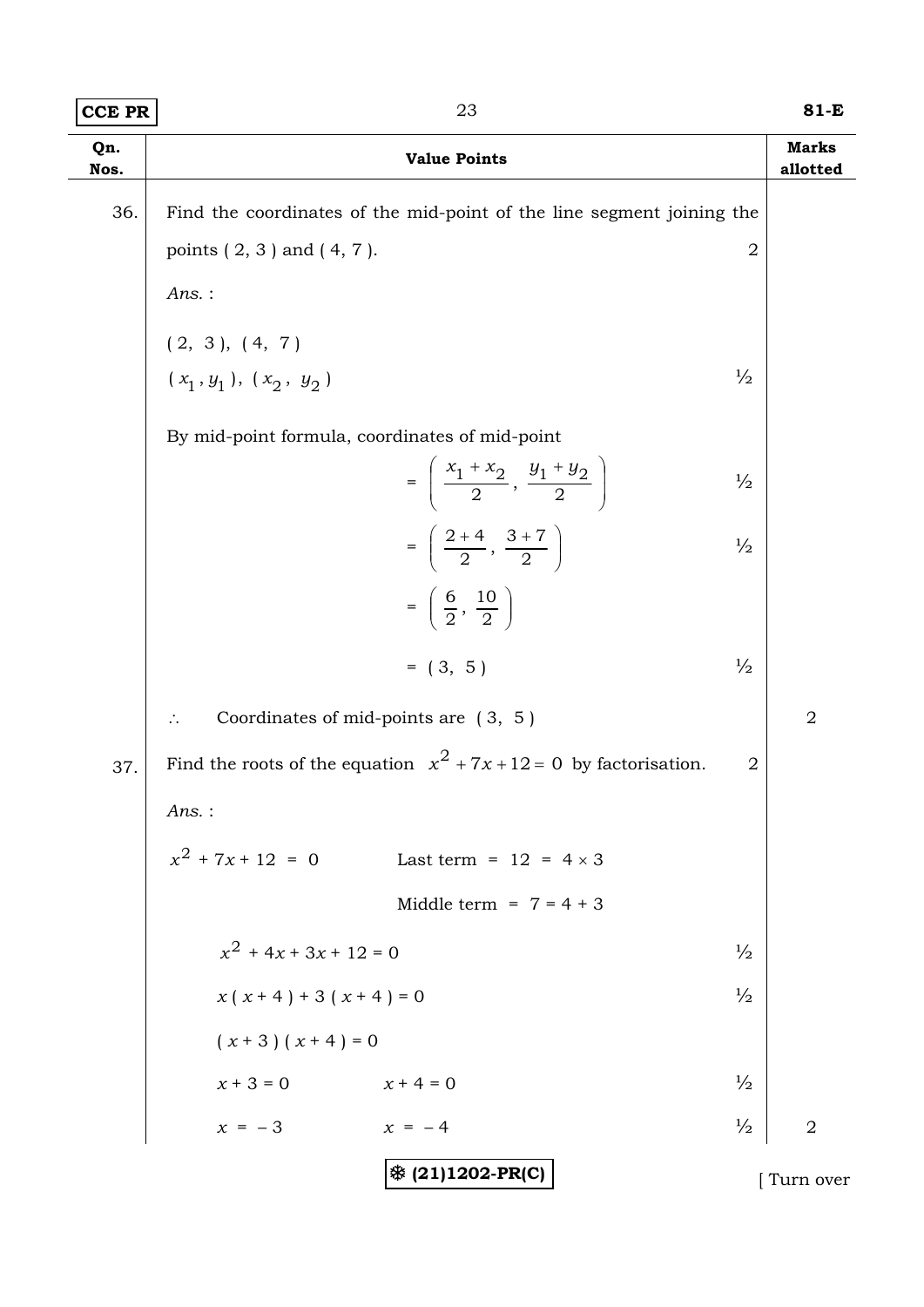| Qn. Nos. | Value Points | | Marks allotted |
|---|---|---|---|
| 36. | Find the coordinates of the mid-point of the line segment joining the points ( 2, 3 ) and ( 4, 7 ). | 2 | |
| | *Ans.* : | | |
| | ( 2, 3 ), ( 4, 7 ) <br> $( x_1 , y_1 ), ( x_2 , y_2 )$ | ½ | |
| | By mid-point formula, coordinates of mid-point $= \left( \frac{x_1 + x_2}{2}, \frac{y_1 + y_2}{2} \right)$ | ½ | |
| | $= \left( \frac{2+4}{2}, \frac{3+7}{2} \right)$ | ½ | |
| | $= \left( \frac{6}{2}, \frac{10}{2} \right)$ | | |
| | $= ( 3, 5 )$ | ½ | |
| | $\therefore$ Coordinates of mid-points are ( 3, 5 ) | | 2 |
| 37. | Find the roots of the equation $x^2 + 7x + 12 = 0$ by factorisation. | 2 | |
| | *Ans.* : | | |
| | $x^2 + 7x + 12 = 0$ &nbsp;&nbsp; Last term = 12 = 4 × 3 <br> Middle term = 7 = 4 + 3 | | |
| | $x^2 + 4x + 3x + 12 = 0$ | ½ | |
| | $x ( x + 4 ) + 3 ( x + 4 ) = 0$ | ½ | |
| | $( x + 3 ) ( x + 4 ) = 0$ | | |
| | $x + 3 = 0$ &nbsp;&nbsp; $x + 4 = 0$ | ½ | |
| | $x = -3$ &nbsp;&nbsp; $x = -4$ | ½ | 2 |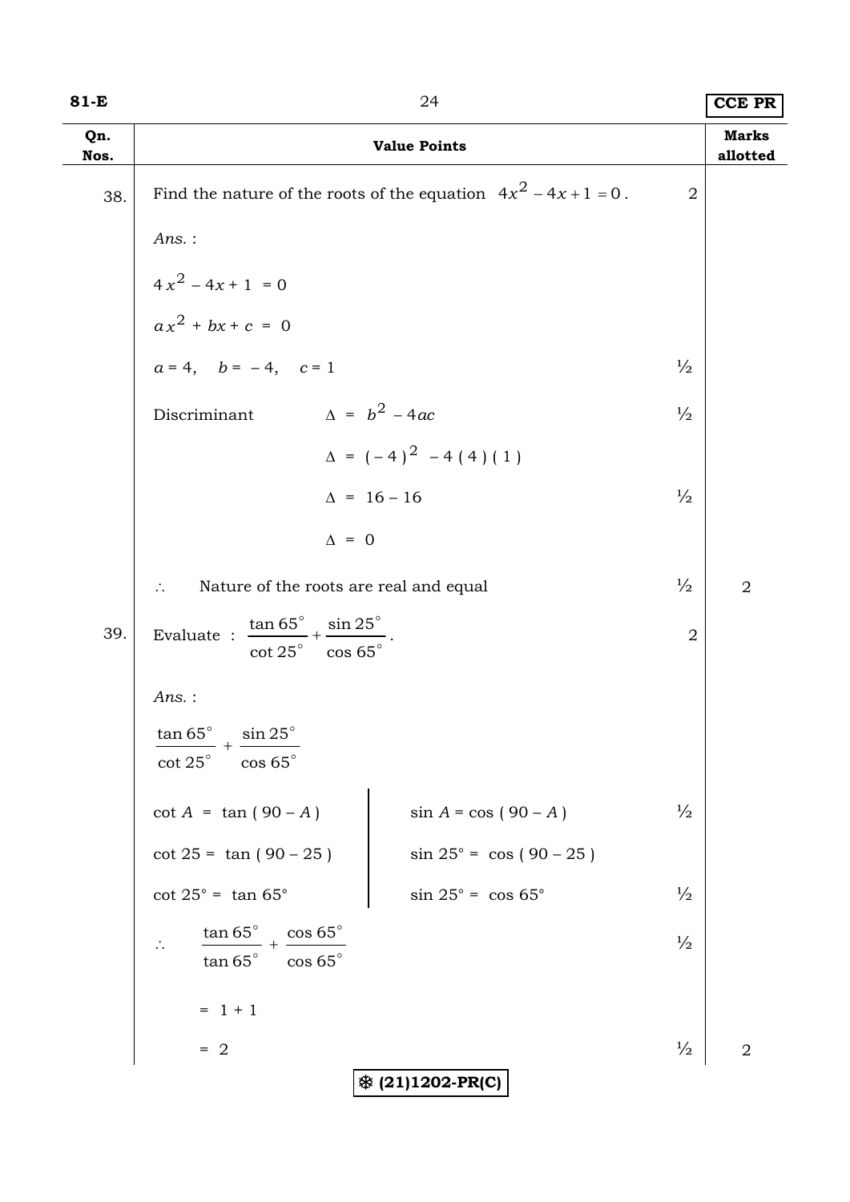| Qn. Nos. | Value Points | | Marks allotted |
|---|---|---|---|
| 38. | Find the nature of the roots of the equation $4x^2 - 4x + 1 = 0$. | 2 | |
| | *Ans.* : | | |
| | $4x^2 - 4x + 1 = 0$ | | |
| | $ax^2 + bx + c = 0$ | | |
| | $a = 4, \quad b = -4, \quad c = 1$ | ½ | |
| | Discriminant $\quad \Delta = b^2 - 4ac$ | ½ | |
| | $\Delta = (-4)^2 - 4(4)(1)$ | | |
| | $\Delta = 16 - 16$ | ½ | |
| | $\Delta = 0$ | | |
| | $\therefore$ Nature of the roots are real and equal | ½ | 2 |
| 39. | Evaluate : $\dfrac{\tan 65^\circ}{\cot 25^\circ} + \dfrac{\sin 25^\circ}{\cos 65^\circ}$. | 2 | |
| | *Ans.* : | | |
| | $\dfrac{\tan 65^\circ}{\cot 25^\circ} + \dfrac{\sin 25^\circ}{\cos 65^\circ}$ | | |
| | $\cot A = \tan(90 - A)$ $\quad\vert\quad$ $\sin A = \cos(90 - A)$ | ½ | |
| | $\cot 25 = \tan(90 - 25)$ $\quad\vert\quad$ $\sin 25^\circ = \cos(90 - 25)$ | | |
| | $\cot 25^\circ = \tan 65^\circ$ $\quad\vert\quad$ $\sin 25^\circ = \cos 65^\circ$ | ½ | |
| | $\therefore \quad \dfrac{\tan 65^\circ}{\tan 65^\circ} + \dfrac{\cos 65^\circ}{\cos 65^\circ}$ | ½ | |
| | $= 1 + 1$ | | |
| | $= 2$ | ½ | 2 |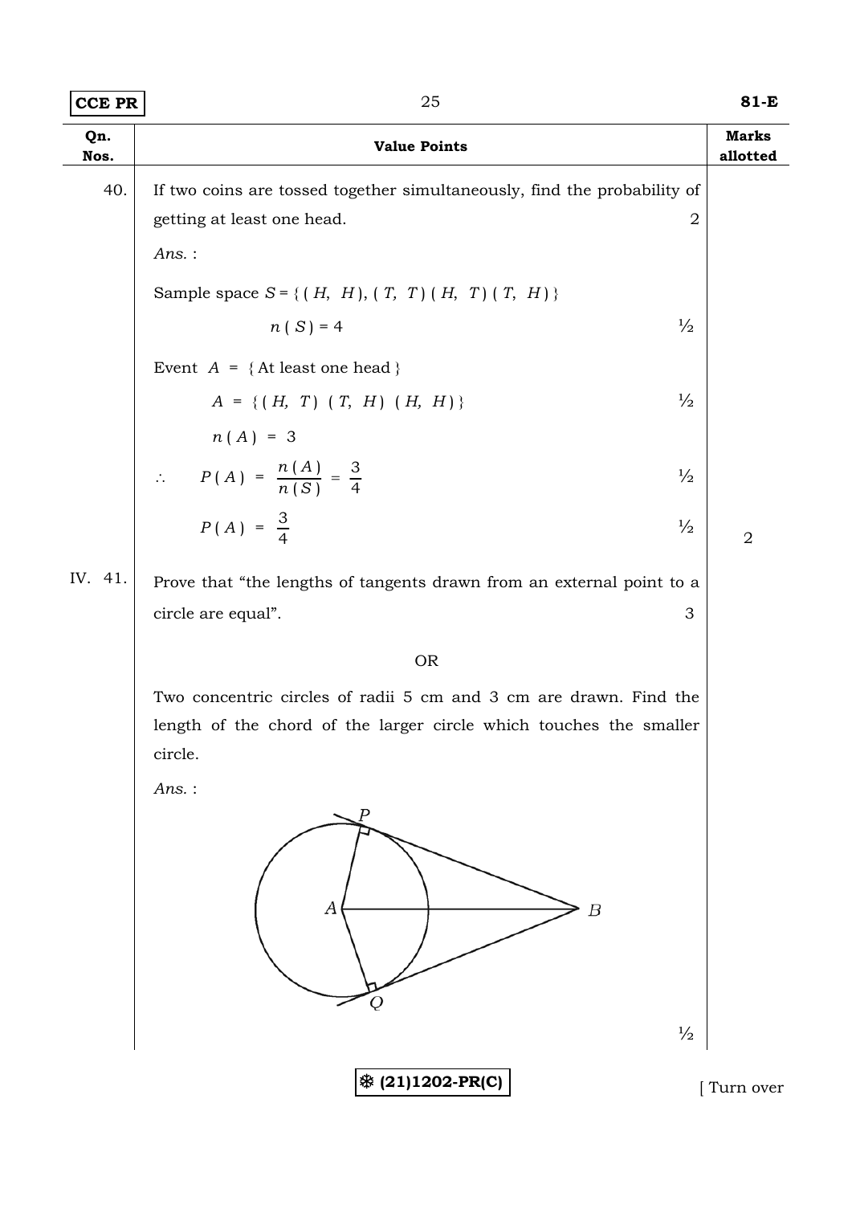| Qn. Nos. | Value Points | Marks allotted |
|---|---|---|
| 40. | If two coins are tossed together simultaneously, find the probability of getting at least one head. 2 | |
| | *Ans.* : | |
| | Sample space $S = \{ (H, H), (T, T) (H, T) (T, H) \}$ | |
| | $n(S) = 4$ ½ | |
| | Event $A = \{$ At least one head $\}$ | |
| | $A = \{ (H, T) (T, H) (H, H) \}$ ½ | |
| | $n(A) = 3$ | |
| | $\therefore \quad P(A) = \frac{n(A)}{n(S)} = \frac{3}{4}$ ½ | |
| | $P(A) = \frac{3}{4}$ ½ | 2 |
| IV. 41. | Prove that "the lengths of tangents drawn from an external point to a circle are equal". 3 | |
| | OR | |
| | Two concentric circles of radii 5 cm and 3 cm are drawn. Find the length of the chord of the larger circle which touches the smaller circle. | |
| | *Ans.* : | |
| | ½ | |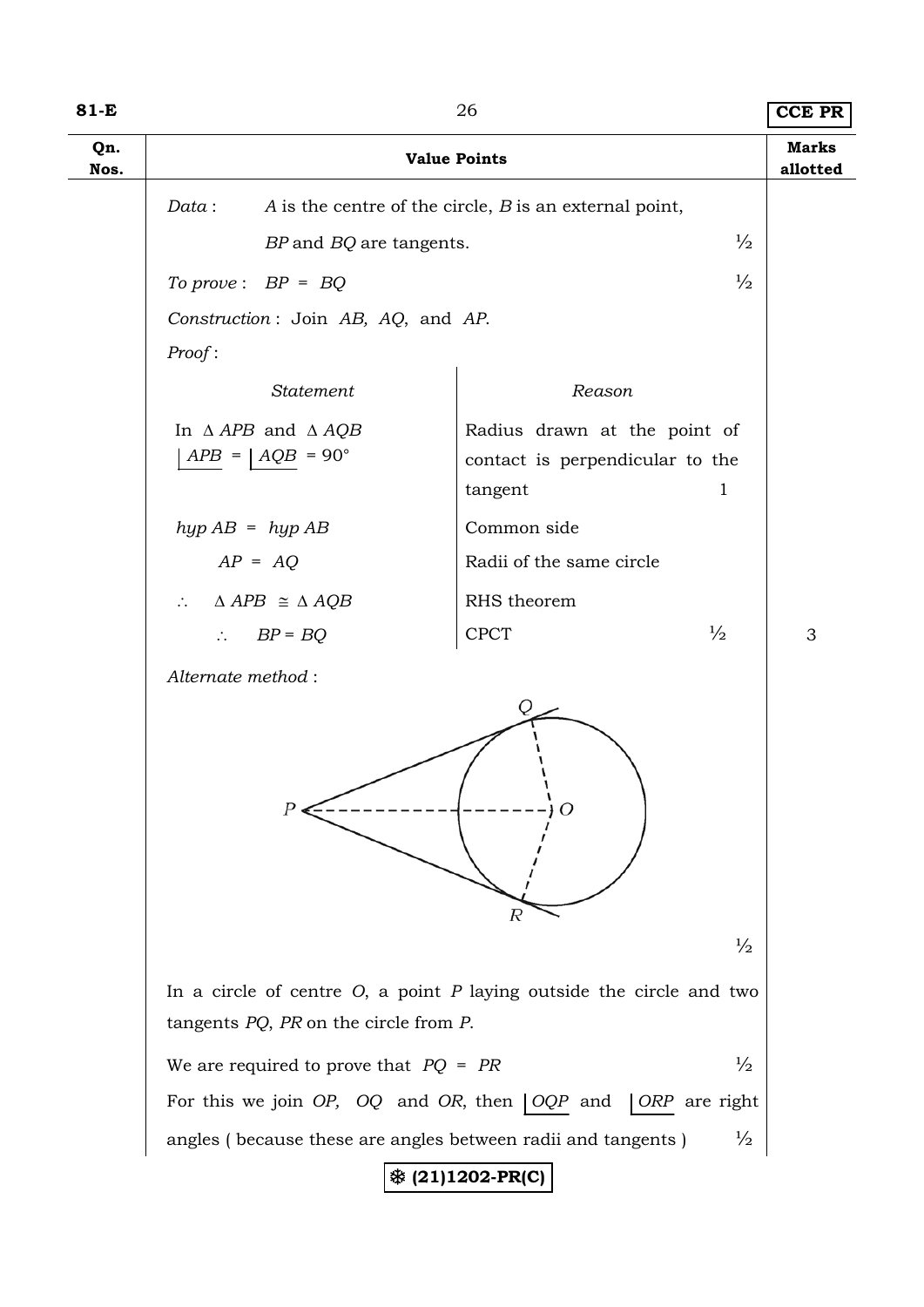| Qn. Nos. | Value Points | Marks allotted |
|---|---|---|

*Data* : $A$ is the centre of the circle, $B$ is an external point, $BP$ and $BQ$ are tangents. ½

*To prove* : $BP = BQ$ ½

*Construction* : Join $AB$, $AQ$, and $AP$.

*Proof* :

| *Statement* | *Reason* |
|---|---|
| In $\Delta\, APB$ and $\Delta\, AQB$ $\angle APB = \angle AQB = 90°$ | Radius drawn at the point of contact is perpendicular to the tangent 1 |
| *hyp* $AB$ = *hyp* $AB$ | Common side |
| $AP = AQ$ | Radii of the same circle |
| $\therefore\ \Delta\, APB \cong \Delta\, AQB$ | RHS theorem |
| $\therefore\ BP = BQ$ | CPCT ½ |

3

*Alternate method* :

½

In a circle of centre $O$, a point $P$ laying outside the circle and two tangents $PQ$, $PR$ on the circle from $P$.

We are required to prove that $PQ = PR$ ½

For this we join $OP$, $OQ$ and $OR$, then $\angle OQP$ and $\angle ORP$ are right angles ( because these are angles between radii and tangents ) ½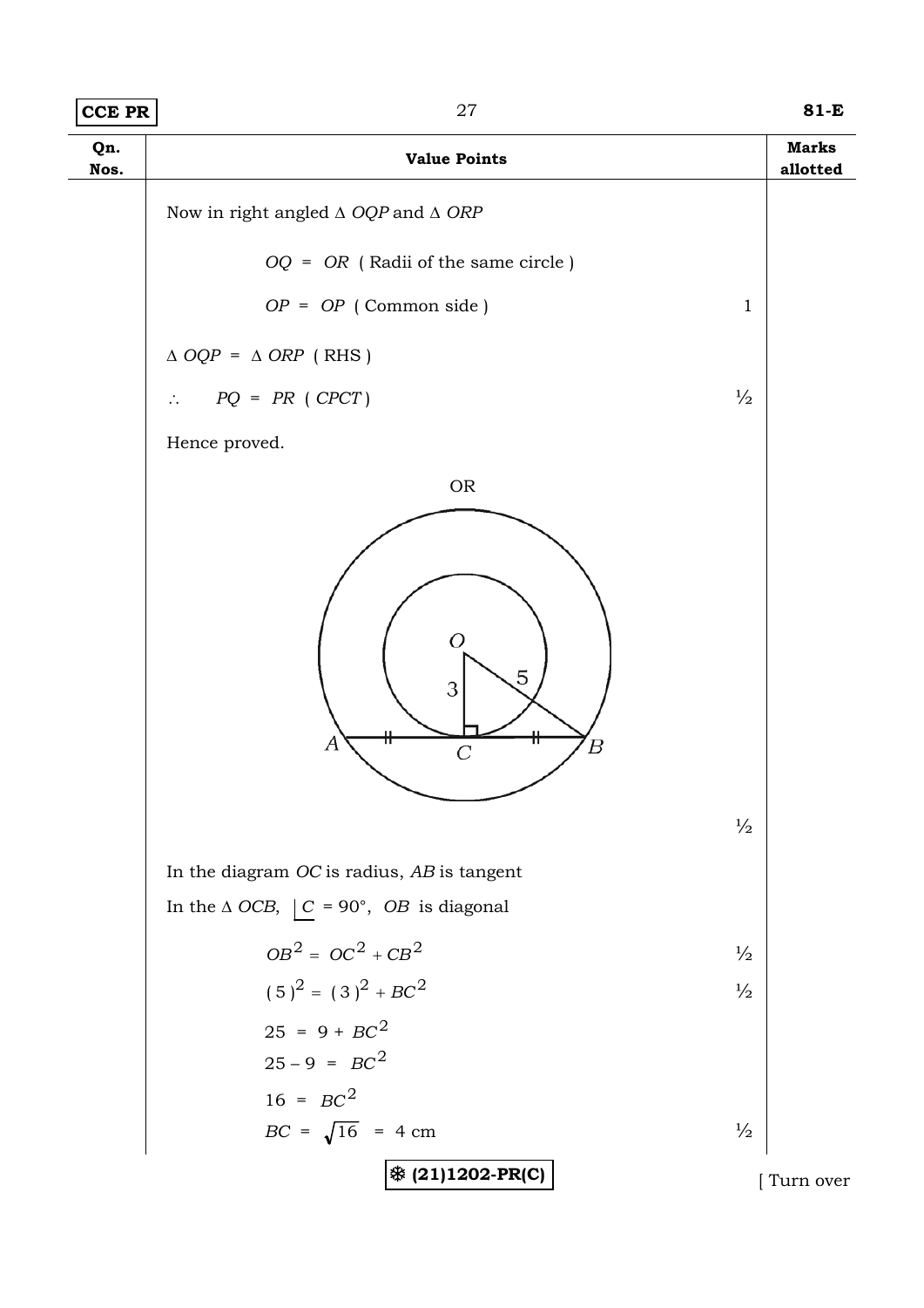| Qn. Nos. | Value Points | Marks allotted |
|---|---|---|
| | Now in right angled $\Delta$ *OQP* and $\Delta$ *ORP* | |
| | $OQ = OR$ ( Radii of the same circle ) | |
| | $OP = OP$ ( Common side ) | 1 |
| | $\Delta\, OQP = \Delta\, ORP$ ( RHS ) | |
| | $\therefore \quad PQ = PR$ ( *CPCT* ) | ½ |
| | Hence proved. | |
| | OR | |
| | [Diagram: two concentric circles with centre *O*; chord *AB* of the outer circle touches the inner circle at *C*; $OC = 3$, $OB = 5$, $\angle OCB = 90^\circ$, $AC = CB$] | ½ |
| | In the diagram *OC* is radius, *AB* is tangent | |
| | In the $\Delta$ *OCB*, $\underline{\lvert C} = 90^\circ$, *OB* is diagonal | |
| | $OB^2 = OC^2 + CB^2$ | ½ |
| | $(5)^2 = (3)^2 + BC^2$ | ½ |
| | $25 = 9 + BC^2$ | |
| | $25 - 9 = BC^2$ | |
| | $16 = BC^2$ | |
| | $BC = \sqrt{16} = 4$ cm | ½ |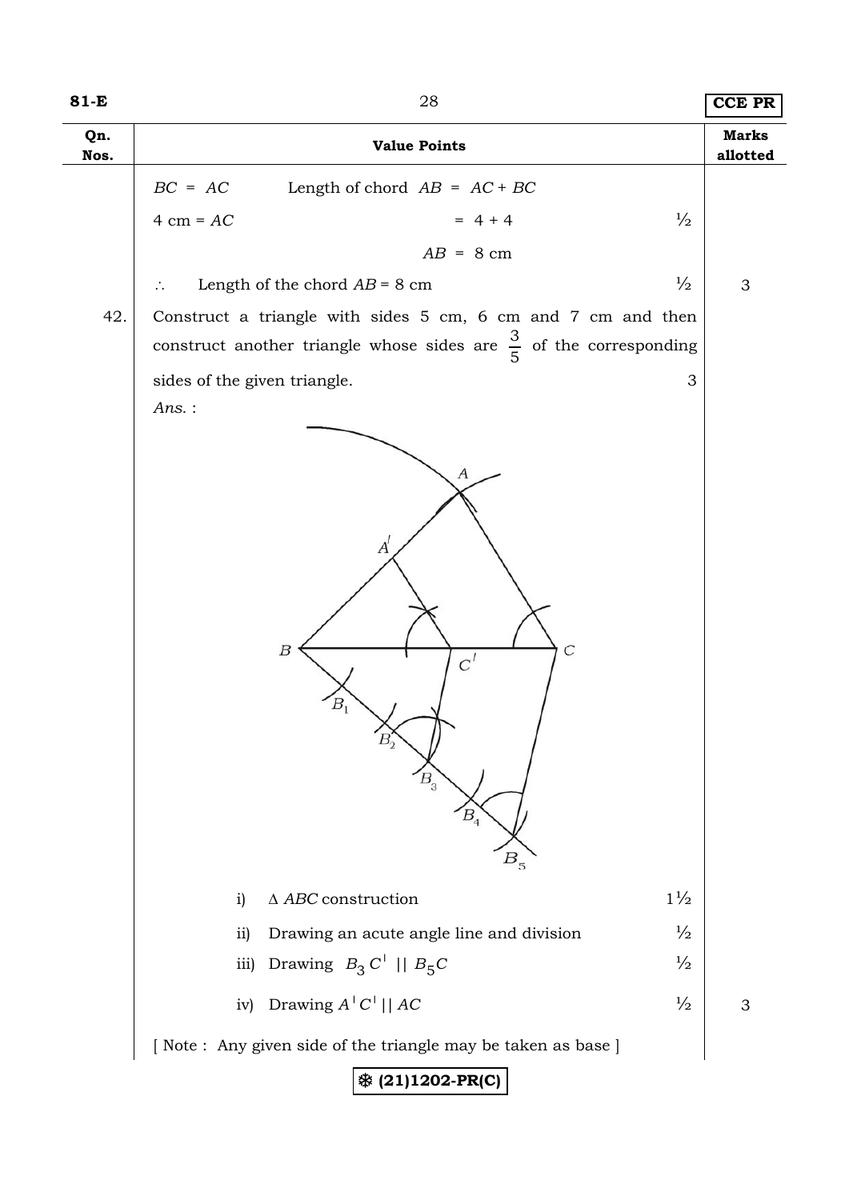| Qn. Nos. | Value Points | Marks allotted |
|---|---|---|
| | $BC = AC$ &nbsp;&nbsp;&nbsp;&nbsp; Length of chord $AB = AC + BC$ | |
| | $4$ cm $= AC$ &nbsp;&nbsp;&nbsp;&nbsp; $= 4 + 4$ &nbsp;&nbsp; ½ | |
| | $AB = 8$ cm | |
| | $\therefore$ Length of the chord $AB = 8$ cm &nbsp;&nbsp; ½ | 3 |
| 42. | Construct a triangle with sides 5 cm, 6 cm and 7 cm and then construct another triangle whose sides are $\frac{3}{5}$ of the corresponding sides of the given triangle. &nbsp;&nbsp; 3 | |
| | *Ans.* : | |
| | i) $\Delta$ *ABC* construction &nbsp;&nbsp; 1½ | |
| | ii) Drawing an acute angle line and division &nbsp;&nbsp; ½ | |
| | iii) Drawing $B_3C^{\prime} \parallel B_5C$ &nbsp;&nbsp; ½ | |
| | iv) Drawing $A^{\prime}C^{\prime} \parallel AC$ &nbsp;&nbsp; ½ | 3 |
| | [ Note : Any given side of the triangle may be taken as base ] | |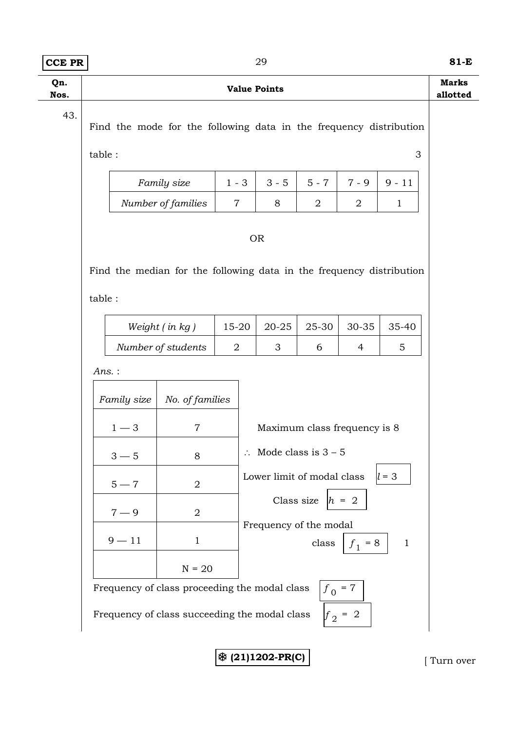| Qn. Nos. | Value Points | Marks allotted |
|---|---|---|

43.

Find the mode for the following data in the frequency distribution table : 3

| *Family size* | 1 - 3 | 3 - 5 | 5 - 7 | 7 - 9 | 9 - 11 |
|---|---|---|---|---|---|
| *Number of families* | 7 | 8 | 2 | 2 | 1 |

OR

Find the median for the following data in the frequency distribution table :

| *Weight ( in kg )* | 15-20 | 20-25 | 25-30 | 30-35 | 35-40 |
|---|---|---|---|---|---|
| *Number of students* | 2 | 3 | 6 | 4 | 5 |

*Ans.* :

| *Family size* | *No. of families* |
|---|---|
| 1 — 3 | 7 |
| 3 — 5 | 8 |
| 5 — 7 | 2 |
| 7 — 9 | 2 |
| 9 — 11 | 1 |
| | N = 20 |

Maximum class frequency is 8

$\therefore$ Mode class is 3 – 5

Lower limit of modal class $l = 3$

Class size $h = 2$

Frequency of the modal class $f_1 = 8$ 1

Frequency of class proceeding the modal class $f_0 = 7$

Frequency of class succeeding the modal class $f_2 = 2$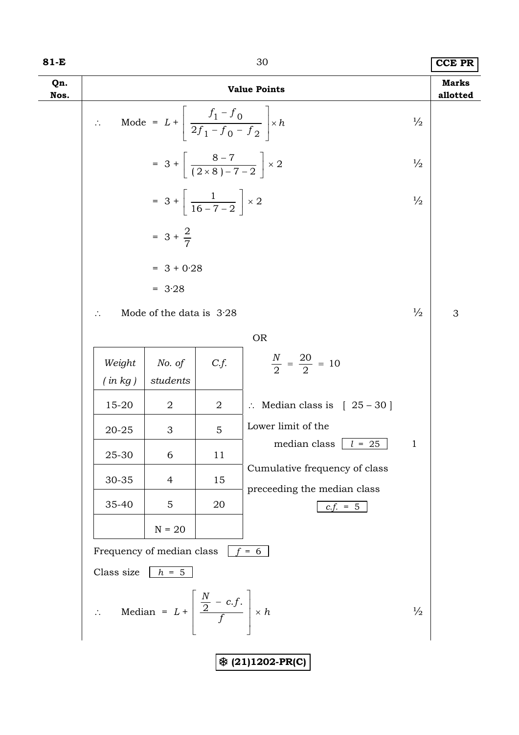| Qn. Nos. | Value Points | Marks allotted |
|---|---|---|

$\therefore \quad \text{Mode} = L + \left[ \dfrac{f_1 - f_0}{2f_1 - f_0 - f_2} \right] \times h$ ½

$= 3 + \left[ \dfrac{8 - 7}{(2 \times 8) - 7 - 2} \right] \times 2$ ½

$= 3 + \left[ \dfrac{1}{16 - 7 - 2} \right] \times 2$ ½

$= 3 + \dfrac{2}{7}$

$= 3 + 0{\cdot}28$

$= 3{\cdot}28$

$\therefore$ Mode of the data is $3{\cdot}28$ ½ — 3

OR

| *Weight (in kg)* | *No. of students* | *C.f.* |
|---|---|---|
| 15-20 | 2 | 2 |
| 20-25 | 3 | 5 |
| 25-30 | 6 | 11 |
| 30-35 | 4 | 15 |
| 35-40 | 5 | 20 |
| | N = 20 | |

$\dfrac{N}{2} = \dfrac{20}{2} = 10$

$\therefore$ Median class is [ 25 – 30 ]

Lower limit of the median class $l = 25$ — 1

Cumulative frequency of class preceeding the median class $c.f. = 5$

Frequency of median class $f = 6$

Class size $h = 5$

$\therefore \quad \text{Median} = L + \left[ \dfrac{\dfrac{N}{2} - c.f.}{f} \right] \times h$ ½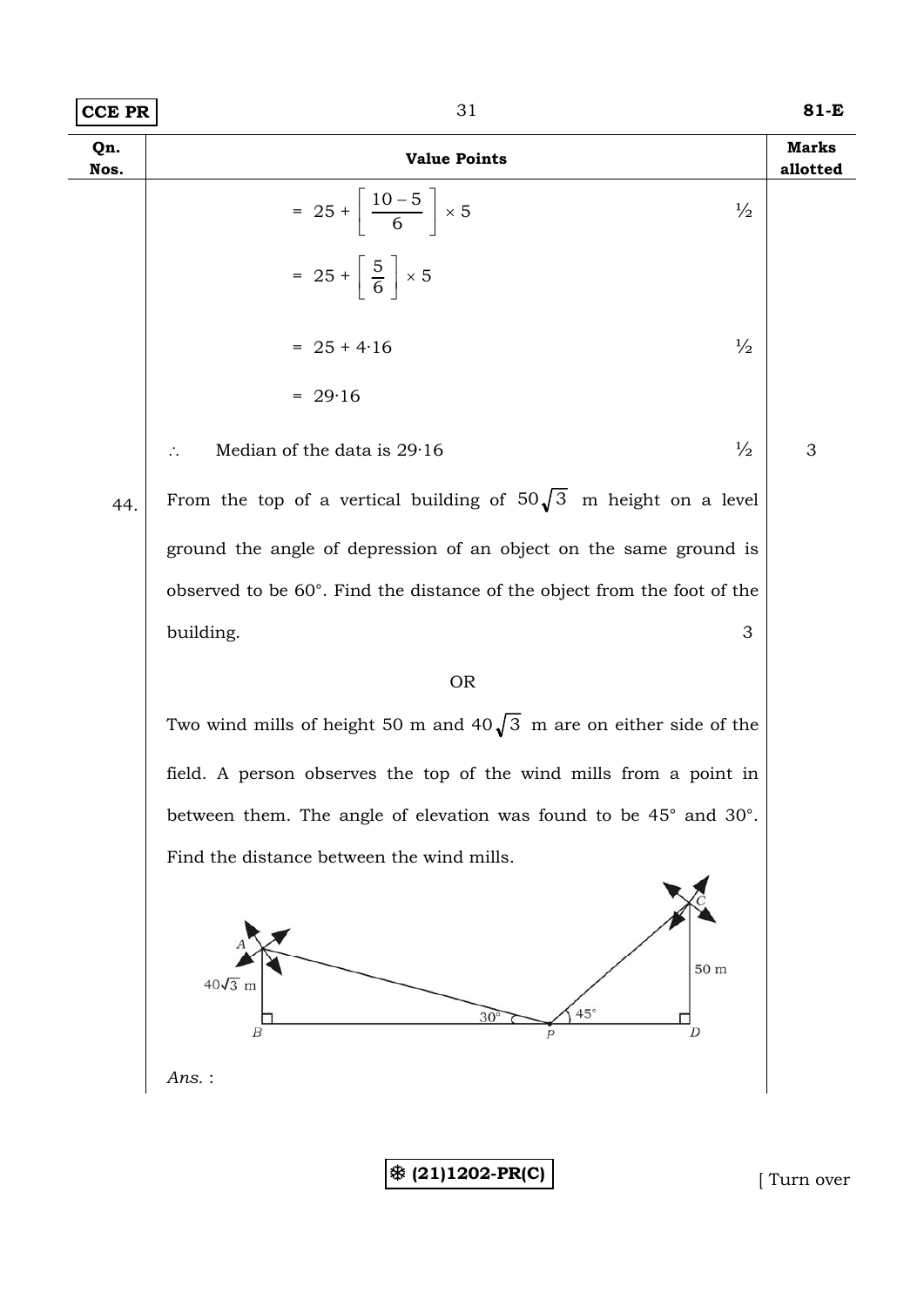| Qn. Nos. | Value Points | Marks allotted |
|---|---|---|
| | $= 25 + \left[ \dfrac{10-5}{6} \right] \times 5$ ½ | |
| | $= 25 + \left[ \dfrac{5}{6} \right] \times 5$ | |
| | $= 25 + 4 \cdot 16$ ½ | |
| | $= 29 \cdot 16$ | |
| | $\therefore$ Median of the data is $29 \cdot 16$ ½ | 3 |
| 44. | From the top of a vertical building of $50\sqrt{3}$ m height on a level ground the angle of depression of an object on the same ground is observed to be 60°. Find the distance of the object from the foot of the building. 3 | |
| | OR | |
| | Two wind mills of height 50 m and $40\sqrt{3}$ m are on either side of the field. A person observes the top of the wind mills from a point in between them. The angle of elevation was found to be 45° and 30°. Find the distance between the wind mills. | |
| | *Ans.* : | |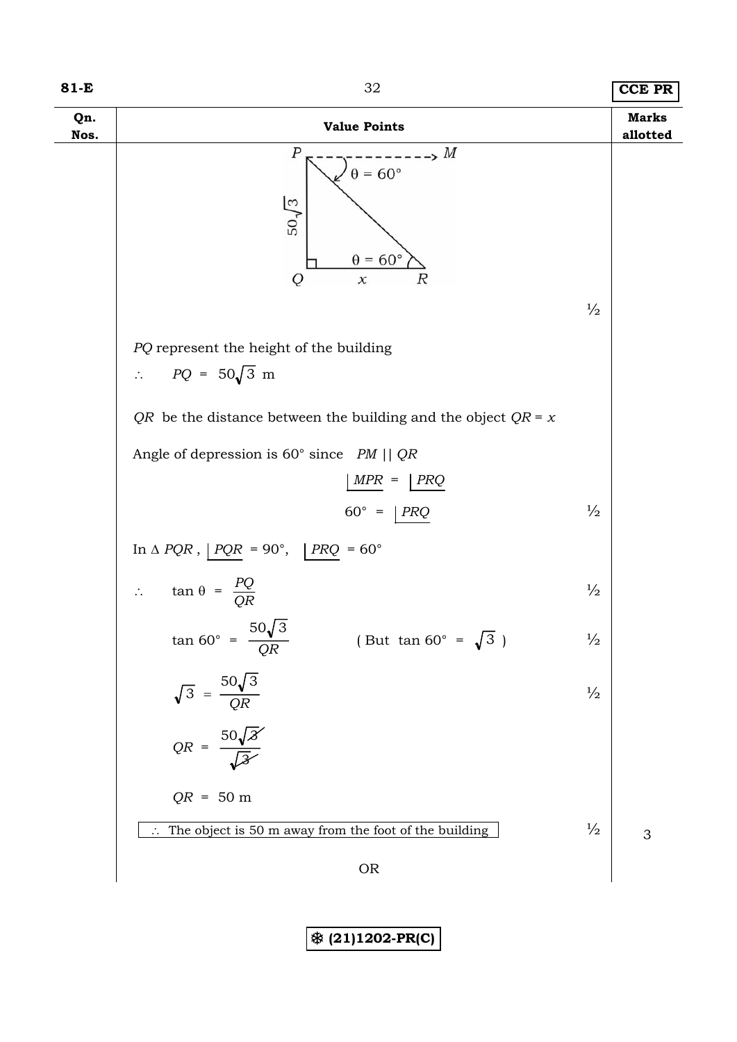| Qn. Nos. | Value Points | | Marks allotted |
|---|---|---|---|
| | (Figure: right triangle PQR with $PQ = 50\sqrt{3}$, $QR = x$, $\angle PQR = 90°$, $\theta = 60°$ at R, angle of depression $\theta = 60°$ from horizontal PM) | ½ | |
| | PQ represent the height of the building | | |
| | $\therefore \quad PQ = 50\sqrt{3}$ m | | |
| | QR be the distance between the building and the object $QR = x$ | | |
| | Angle of depression is 60° since $PM \parallel QR$ | | |
| | $\angle MPR = \angle PRQ$ | | |
| | $60° = \angle PRQ$ | ½ | |
| | In $\Delta PQR$, $\angle PQR = 90°$, $\angle PRQ = 60°$ | | |
| | $\therefore \quad \tan\theta = \dfrac{PQ}{QR}$ | ½ | |
| | $\tan 60° = \dfrac{50\sqrt{3}}{QR}$ (But $\tan 60° = \sqrt{3}$) | ½ | |
| | $\sqrt{3} = \dfrac{50\sqrt{3}}{QR}$ | ½ | |
| | $QR = \dfrac{50\sqrt{3}}{\sqrt{3}}$ | | |
| | $QR = 50$ m | | |
| | $\therefore$ The object is 50 m away from the foot of the building | ½ | 3 |
| | OR | | |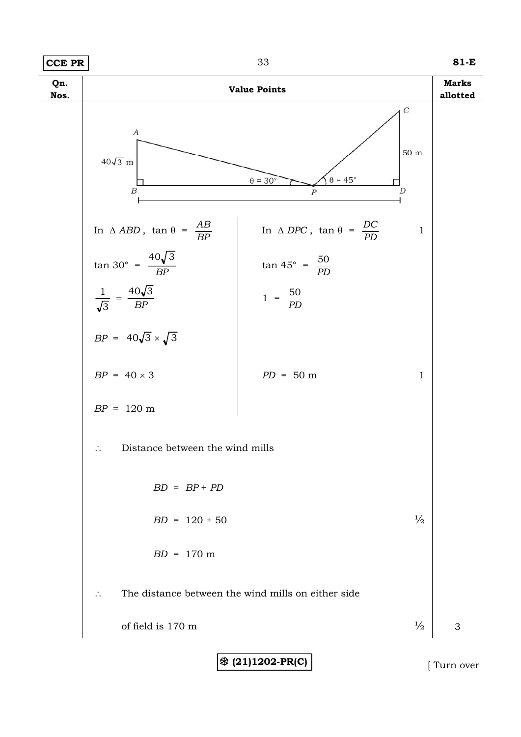| Qn. Nos. | Value Points | Marks allotted |
|---|---|---|
| | In $\Delta ABD$, $\tan\theta = \frac{AB}{BP}$ &nbsp;&nbsp;&nbsp; In $\Delta DPC$, $\tan\theta = \frac{DC}{PD}$ &nbsp;&nbsp;&nbsp; 1 | |
| | $\tan 30° = \frac{40\sqrt{3}}{BP}$ &nbsp;&nbsp;&nbsp; $\tan 45° = \frac{50}{PD}$ | |
| | $\frac{1}{\sqrt{3}} = \frac{40\sqrt{3}}{BP}$ &nbsp;&nbsp;&nbsp; $1 = \frac{50}{PD}$ | |
| | $BP = 40\sqrt{3} \times \sqrt{3}$ | |
| | $BP = 40 \times 3$ &nbsp;&nbsp;&nbsp; $PD = 50$ m &nbsp;&nbsp;&nbsp; 1 | |
| | $BP = 120$ m | |
| | $\therefore$ Distance between the wind mills | |
| | $BD = BP + PD$ | |
| | $BD = 120 + 50$ &nbsp;&nbsp;&nbsp; ½ | |
| | $BD = 170$ m | |
| | $\therefore$ The distance between the wind mills on either side of field is 170 m &nbsp;&nbsp;&nbsp; ½ | 3 |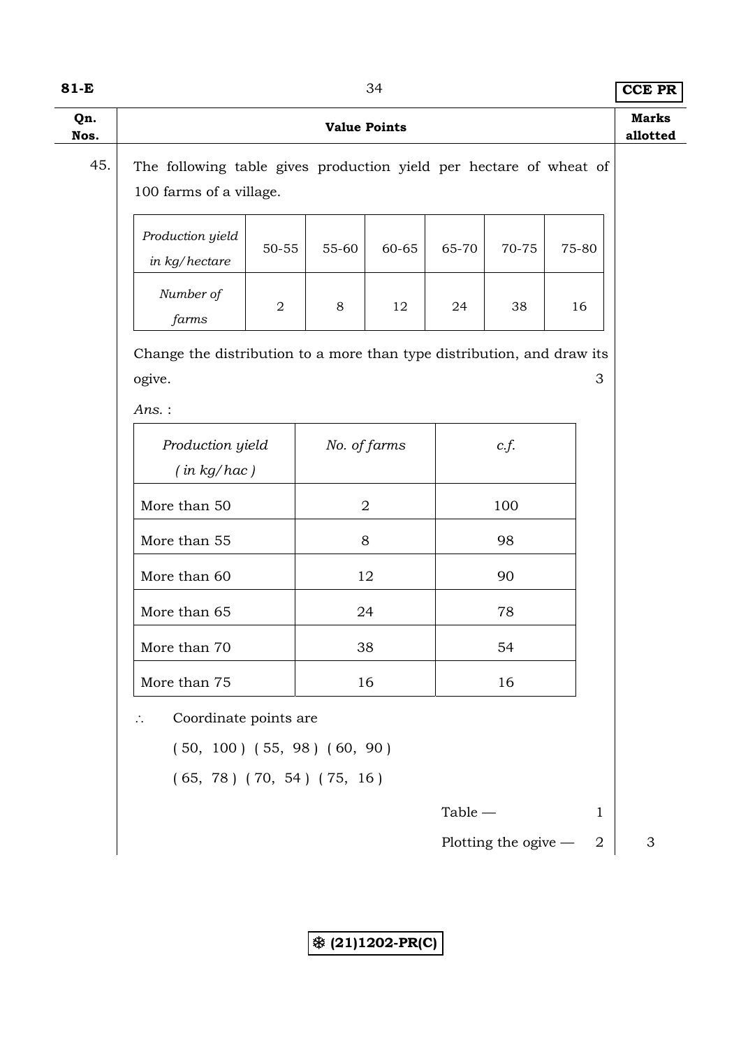| Qn. Nos. | Value Points | Marks allotted |
|---|---|---|

45. The following table gives production yield per hectare of wheat of 100 farms of a village.

| *Production yield in kg/hectare* | 50-55 | 55-60 | 60-65 | 65-70 | 70-75 | 75-80 |
|---|---|---|---|---|---|---|
| *Number of farms* | 2 | 8 | 12 | 24 | 38 | 16 |

Change the distribution to a more than type distribution, and draw its ogive. 3

*Ans.* :

| *Production yield ( in kg/hac )* | *No. of farms* | *c.f.* |
|---|---|---|
| More than 50 | 2 | 100 |
| More than 55 | 8 | 98 |
| More than 60 | 12 | 90 |
| More than 65 | 24 | 78 |
| More than 70 | 38 | 54 |
| More than 75 | 16 | 16 |

$\therefore$ Coordinate points are

( 50, 100 ) ( 55, 98 ) ( 60, 90 )

( 65, 78 ) ( 70, 54 ) ( 75, 16 )

Table — 1

Plotting the ogive — 2 | 3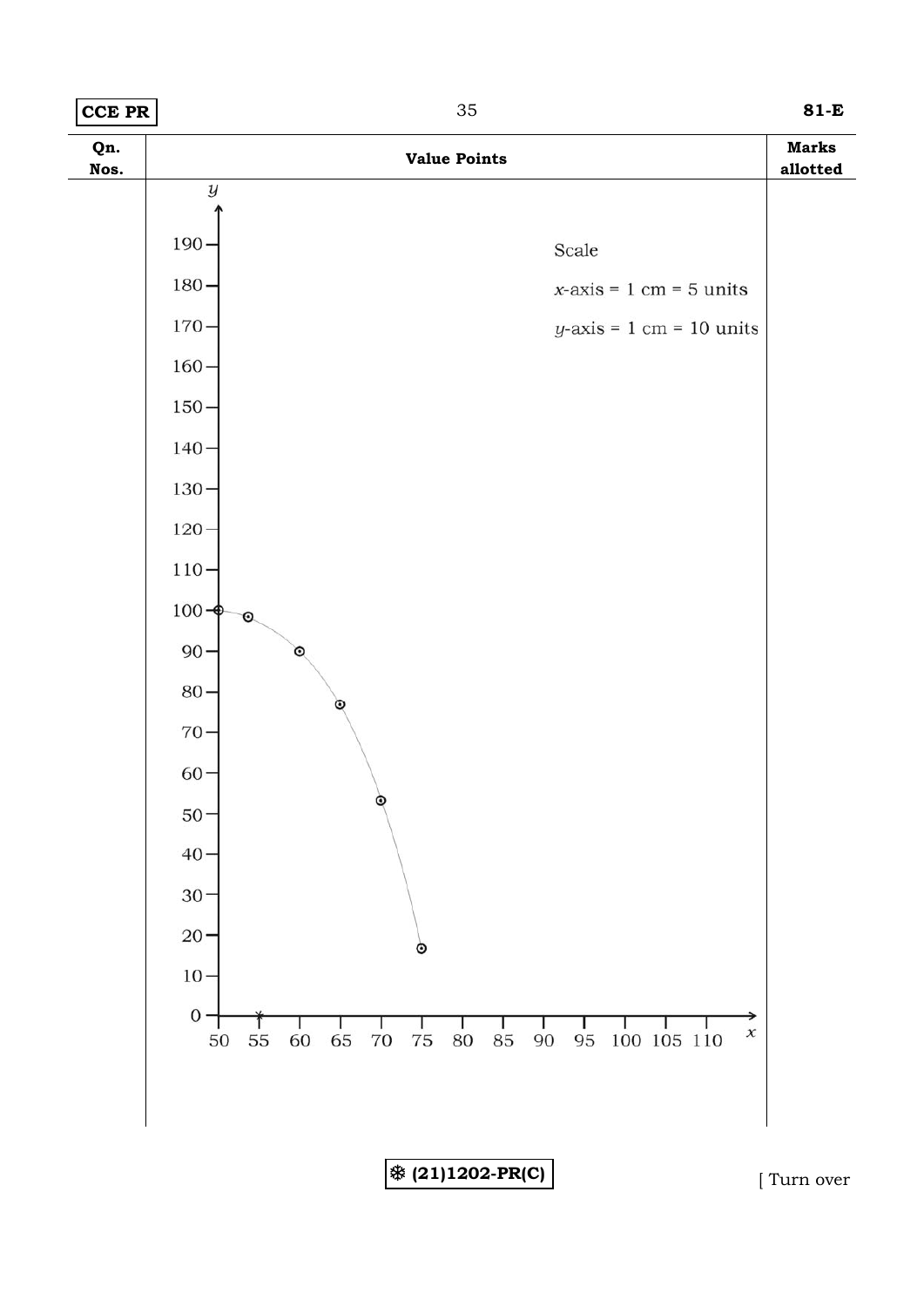| Qn. Nos. | Value Points | Marks allotted |
|---|---|---|
| | Scale<br>$x$-axis = 1 cm = 5 units<br>$y$-axis = 1 cm = 10 units | |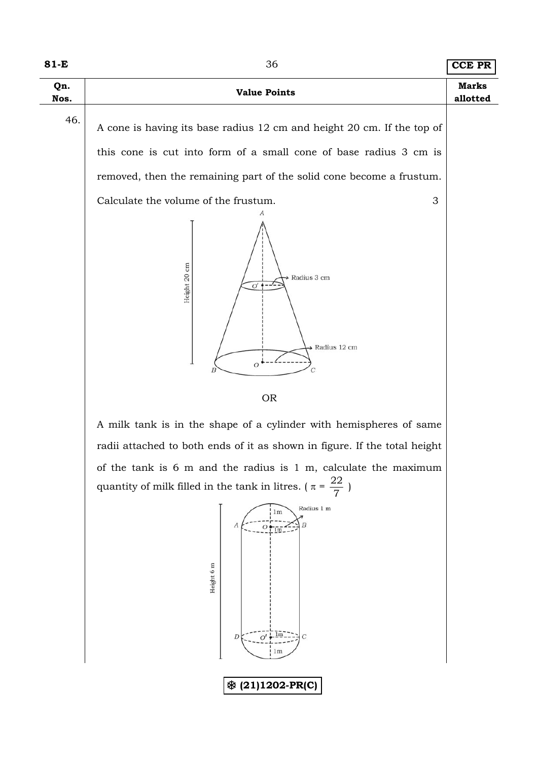| Qn. Nos. | Value Points | Marks allotted |
|---|---|---|
| 46. | A cone is having its base radius 12 cm and height 20 cm. If the top of this cone is cut into form of a small cone of base radius 3 cm is removed, then the remaining part of the solid cone become a frustum. Calculate the volume of the frustum. 3 | |

OR

A milk tank is in the shape of a cylinder with hemispheres of same radii attached to both ends of it as shown in figure. If the total height of the tank is 6 m and the radius is 1 m, calculate the maximum quantity of milk filled in the tank in litres. ( $\pi = \frac{22}{7}$ )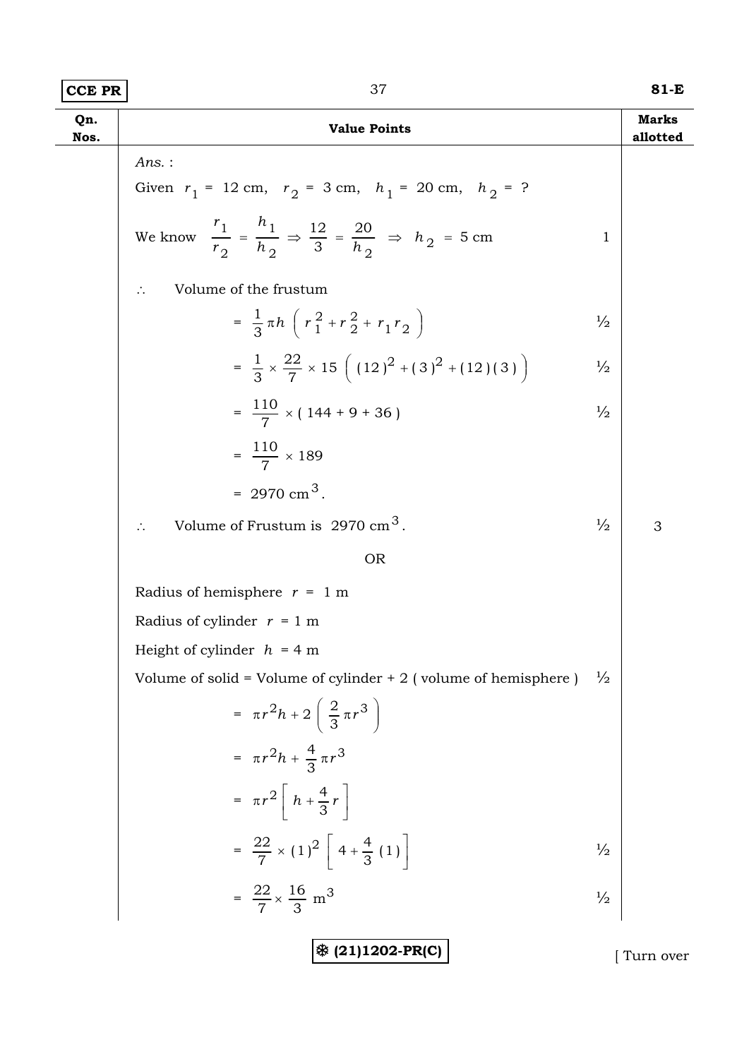| Qn. Nos. | Value Points | Marks allotted |
|---|---|---|
| | *Ans.* : | |
| | Given $r_1$ = 12 cm, $r_2$ = 3 cm, $h_1$ = 20 cm, $h_2$ = ? | |
| | We know $\frac{r_1}{r_2} = \frac{h_1}{h_2} \Rightarrow \frac{12}{3} = \frac{20}{h_2} \Rightarrow h_2 = 5$ cm  1 | |
| | $\therefore$ Volume of the frustum | |
| | $= \frac{1}{3}\pi h\left(r_1^2 + r_2^2 + r_1 r_2\right)$  ½ | |
| | $= \frac{1}{3} \times \frac{22}{7} \times 15\left((12)^2 + (3)^2 + (12)(3)\right)$  ½ | |
| | $= \frac{110}{7} \times (144 + 9 + 36)$  ½ | |
| | $= \frac{110}{7} \times 189$ | |
| | $= 2970\ \text{cm}^3$. | |
| | $\therefore$ Volume of Frustum is $2970\ \text{cm}^3$.  ½ | 3 |
| | OR | |
| | Radius of hemisphere $r$ = 1 m | |
| | Radius of cylinder $r$ = 1 m | |
| | Height of cylinder $h$ = 4 m | |
| | Volume of solid = Volume of cylinder + 2 ( volume of hemisphere )  ½ | |
| | $= \pi r^2 h + 2\left(\frac{2}{3}\pi r^3\right)$ | |
| | $= \pi r^2 h + \frac{4}{3}\pi r^3$ | |
| | $= \pi r^2\left[h + \frac{4}{3}r\right]$ | |
| | $= \frac{22}{7} \times (1)^2\left[4 + \frac{4}{3}(1)\right]$  ½ | |
| | $= \frac{22}{7} \times \frac{16}{3}\ \text{m}^3$  ½ | |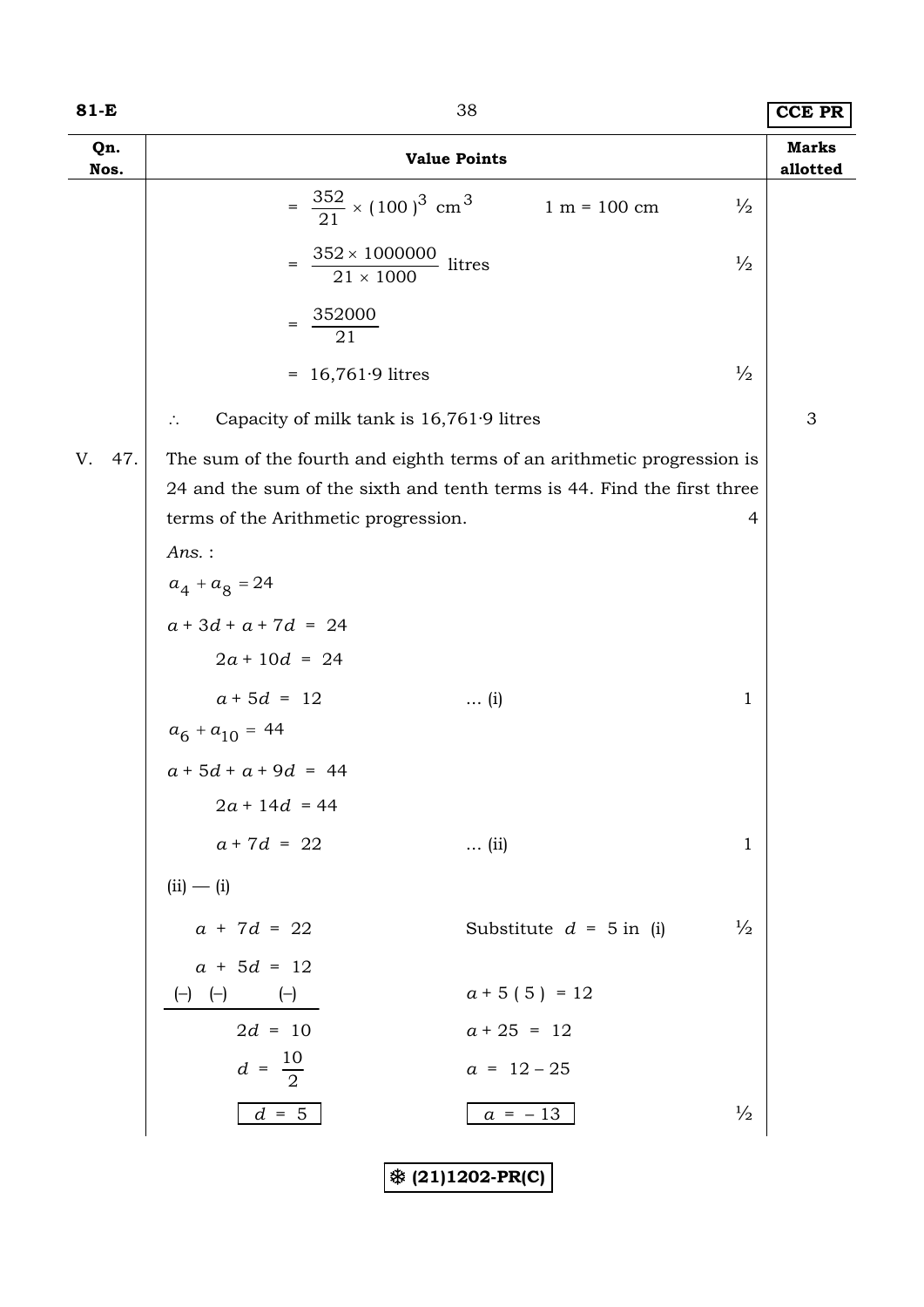| Qn. Nos. | Value Points | Marks allotted |
|---|---|---|
| | $= \frac{352}{21} \times (100)^3 \text{ cm}^3$ &nbsp;&nbsp;&nbsp; 1 m = 100 cm &nbsp;&nbsp;&nbsp; ½ | |
| | $= \frac{352 \times 1000000}{21 \times 1000}$ litres &nbsp;&nbsp;&nbsp; ½ | |
| | $= \frac{352000}{21}$ | |
| | $= 16{,}761{\cdot}9$ litres &nbsp;&nbsp;&nbsp; ½ | |
| | $\therefore$ Capacity of milk tank is 16,761·9 litres | 3 |
| V. 47. | The sum of the fourth and eighth terms of an arithmetic progression is 24 and the sum of the sixth and tenth terms is 44. Find the first three terms of the Arithmetic progression. &nbsp;&nbsp;&nbsp; 4 | |
| | *Ans.* : | |
| | $a_4 + a_8 = 24$ | |
| | $a + 3d + a + 7d = 24$ | |
| | $2a + 10d = 24$ | |
| | $a + 5d = 12$ &nbsp;&nbsp;&nbsp; ... (i) &nbsp;&nbsp;&nbsp; 1 | |
| | $a_6 + a_{10} = 44$ | |
| | $a + 5d + a + 9d = 44$ | |
| | $2a + 14d = 44$ | |
| | $a + 7d = 22$ &nbsp;&nbsp;&nbsp; ... (ii) &nbsp;&nbsp;&nbsp; 1 | |
| | (ii) — (i) | |
| | $a + 7d = 22$ &nbsp;&nbsp;&nbsp; Substitute $d = 5$ in (i) &nbsp;&nbsp;&nbsp; ½ | |
| | $a + 5d = 12$ | |
| | (–) (–) (–) &nbsp;&nbsp;&nbsp; $a + 5(5) = 12$ | |
| | $2d = 10$ &nbsp;&nbsp;&nbsp; $a + 25 = 12$ | |
| | $d = \frac{10}{2}$ &nbsp;&nbsp;&nbsp; $a = 12 - 25$ | |
| | $\boxed{d = 5}$ &nbsp;&nbsp;&nbsp; $\boxed{a = -13}$ &nbsp;&nbsp;&nbsp; ½ | |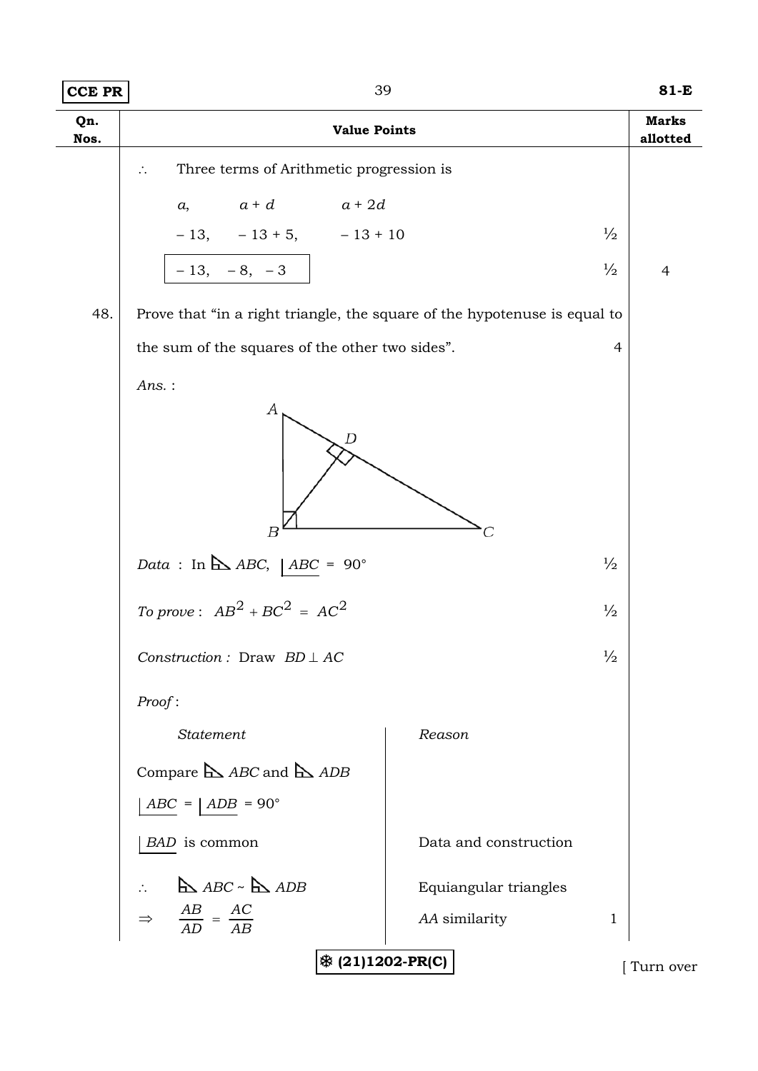| Qn. Nos. | Value Points | | Marks allotted |
|---|---|---|---|
| | $\therefore$ Three terms of Arithmetic progression is | | |
| | $a$, $a + d$ $a + 2d$ | | |
| | $-13$, $-13 + 5$, $-13 + 10$ | ½ | |
| | $-13$, $-8$, $-3$ | ½ | 4 |
| 48. | Prove that "in a right triangle, the square of the hypotenuse is equal to the sum of the squares of the other two sides". | 4 | |

*Ans.* :

*Data* : In $\triangle ABC$, $\angle ABC = 90°$ ½

*To prove* : $AB^2 + BC^2 = AC^2$ ½

*Construction :* Draw $BD \perp AC$ ½

*Proof* :

| *Statement* | *Reason* | |
|---|---|---|
| Compare $\triangle ABC$ and $\triangle ADB$ | | |
| $\angle ABC = \angle ADB = 90°$ | | |
| $\angle BAD$ is common | Data and construction | |
| $\therefore$ $\triangle ABC \sim \triangle ADB$ | Equiangular triangles | |
| $\Rightarrow$ $\frac{AB}{AD} = \frac{AC}{AB}$ | *AA* similarity | 1 |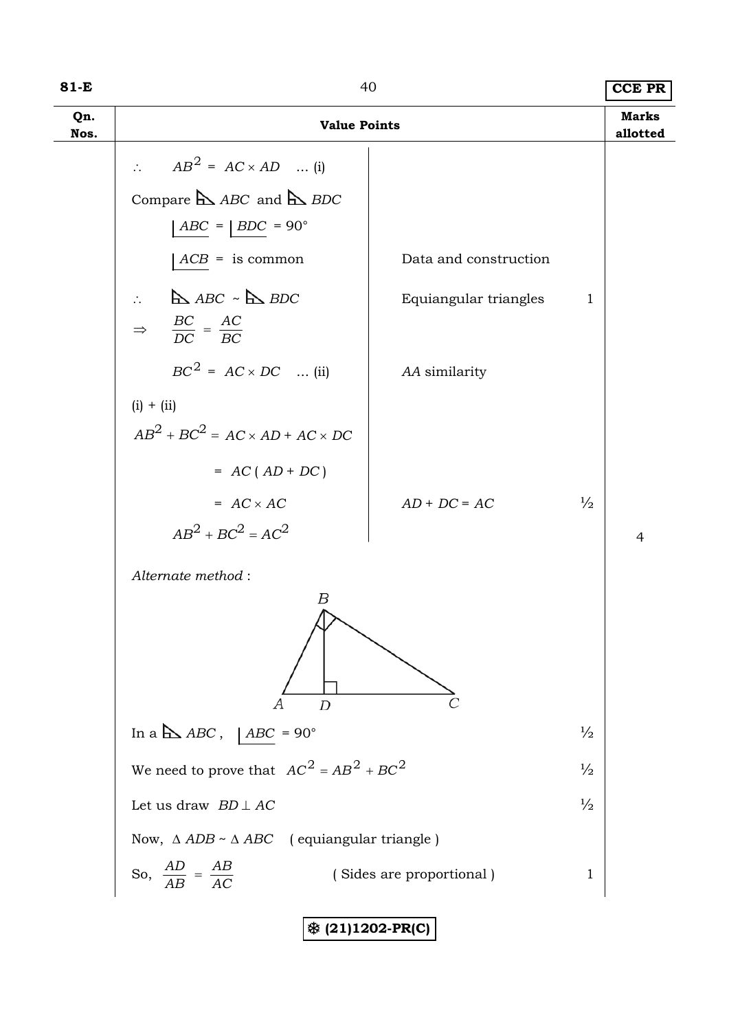| Qn. Nos. | Value Points | | | Marks allotted |
|---|---|---|---|---|
| | $\therefore \quad AB^2 = AC \times AD \quad \ldots$ (i) | | | |
| | Compare $\triangle ABC$ and $\triangle BDC$ | | | |
| | $\angle ABC = \angle BDC = 90°$ | | | |
| | $\angle ACB$ = is common | Data and construction | | |
| | $\therefore \quad \triangle ABC \sim \triangle BDC$ | Equiangular triangles | 1 | |
| | $\Rightarrow \quad \dfrac{BC}{DC} = \dfrac{AC}{BC}$ | | | |
| | $BC^2 = AC \times DC \quad \ldots$ (ii) | $AA$ similarity | | |
| | (i) + (ii) | | | |
| | $AB^2 + BC^2 = AC \times AD + AC \times DC$ | | | |
| | $= AC\,(AD + DC)$ | | | |
| | $= AC \times AC$ | $AD + DC = AC$ | ½ | |
| | $AB^2 + BC^2 = AC^2$ | | | 4 |

*Alternate method* :

| Value Points | | Marks |
|---|---|---|
| In a $\triangle ABC$, $\angle ABC = 90°$ | | ½ |
| We need to prove that $AC^2 = AB^2 + BC^2$ | | ½ |
| Let us draw $BD \perp AC$ | | ½ |
| Now, $\Delta ADB \sim \Delta ABC$ ( equiangular triangle ) | | |
| So, $\dfrac{AD}{AB} = \dfrac{AB}{AC}$ | ( Sides are proportional ) | 1 |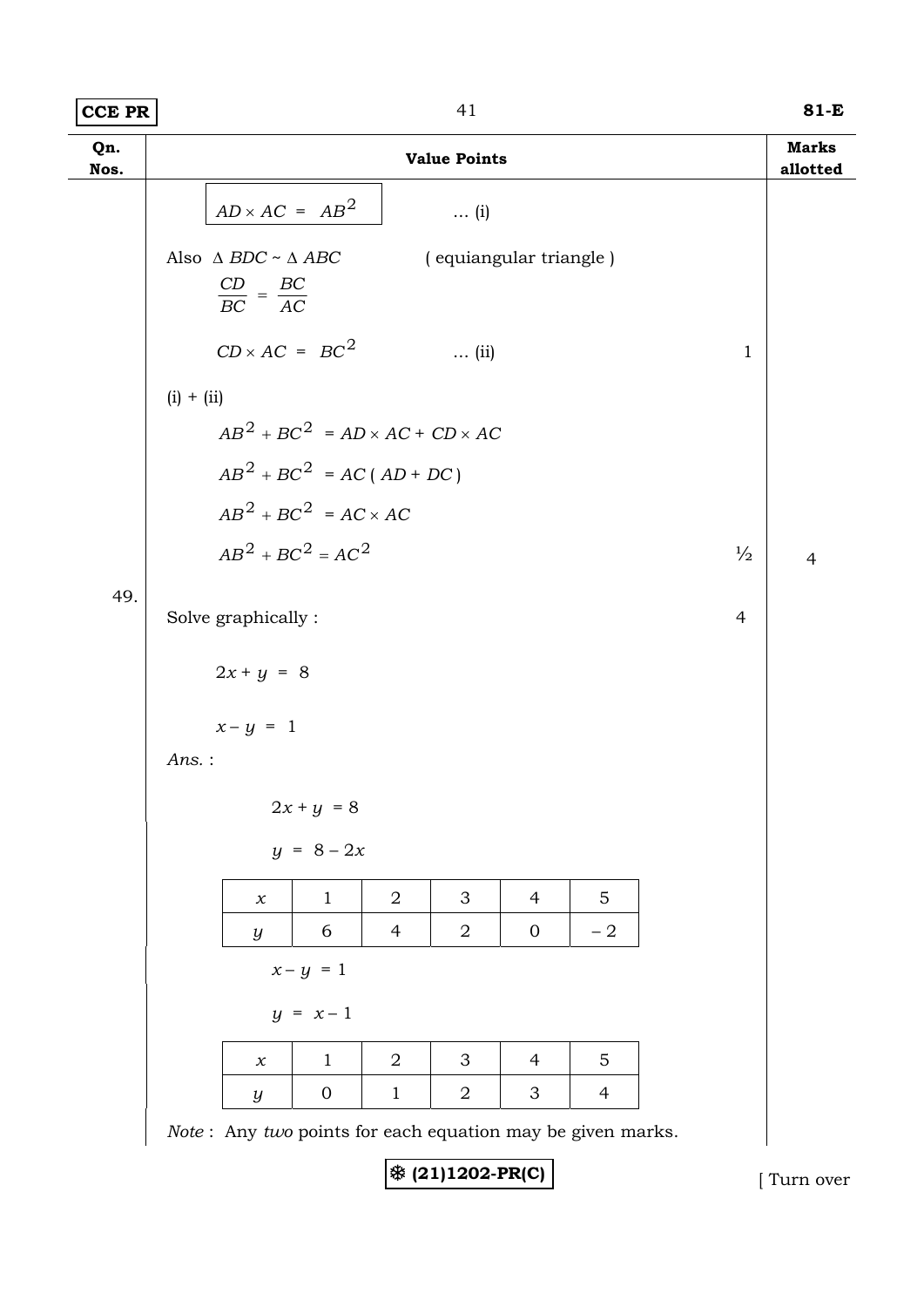| Qn. Nos. | Value Points | Marks allotted |
|---|---|---|

$AD \times AC = AB^2$ ... (i)

Also $\Delta BDC \sim \Delta ABC$ ( equiangular triangle )

$\frac{CD}{BC} = \frac{BC}{AC}$

$CD \times AC = BC^2$ ... (ii) — 1

(i) + (ii)

$AB^2 + BC^2 = AD \times AC + CD \times AC$

$AB^2 + BC^2 = AC ( AD + DC )$

$AB^2 + BC^2 = AC \times AC$

$AB^2 + BC^2 = AC^2$ — ½ — 4

49. Solve graphically : — 4

$2x + y = 8$

$x - y = 1$

*Ans.* :

$2x + y = 8$

$y = 8 - 2x$

| $x$ | 1 | 2 | 3 | 4 | 5 |
|---|---|---|---|---|---|
| $y$ | 6 | 4 | 2 | 0 | – 2 |

$x - y = 1$

$y = x - 1$

| $x$ | 1 | 2 | 3 | 4 | 5 |
|---|---|---|---|---|---|
| $y$ | 0 | 1 | 2 | 3 | 4 |

*Note* : Any *two* points for each equation may be given marks.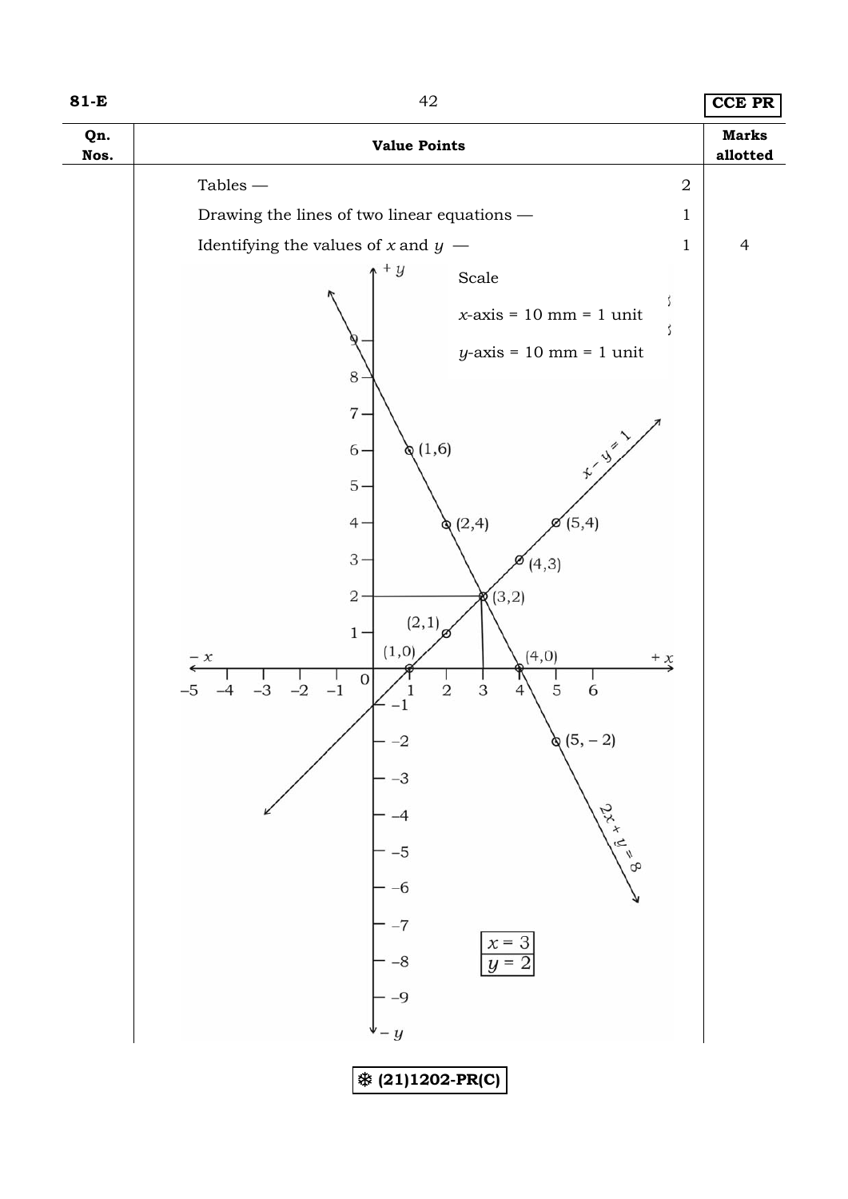| Qn. Nos. | Value Points | | Marks allotted |
|---|---|---|---|
| | Tables — | 2 | |
| | Drawing the lines of two linear equations — | 1 | |
| | Identifying the values of $x$ and $y$ — | 1 | 4 |

Scale

$x$-axis = 10 mm = 1 unit

$y$-axis = 10 mm = 1 unit

$x - y = 1$: (1,0), (2,1), (4,3), (5,4)

$2x + y = 8$: (1,6), (2,4), (4,0), (5, – 2)

Point of intersection: (3,2)

$x = 3$

$y = 2$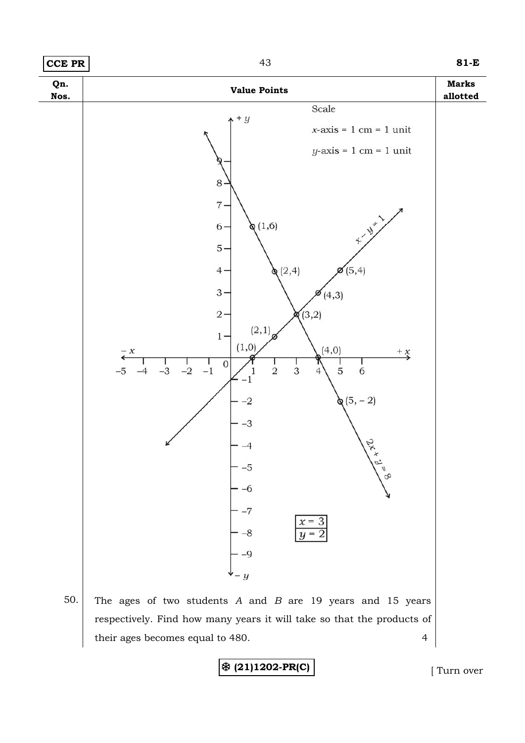| Qn. Nos. | Value Points | Marks allotted |
|---|---|---|
| | Scale<br>$x$-axis = 1 cm = 1 unit<br>$y$-axis = 1 cm = 1 unit<br><br>$x - y = 1$ : (1,0), (2,1), (3,2), (4,3), (5,4)<br>$2x + y = 8$ : (1,6), (2,4), (3,2), (4,0), (5, – 2)<br><br>$x = 3$<br>$y = 2$ | |
| 50. | The ages of two students $A$ and $B$ are 19 years and 15 years respectively. Find how many years it will take so that the products of their ages becomes equal to 480. | 4 |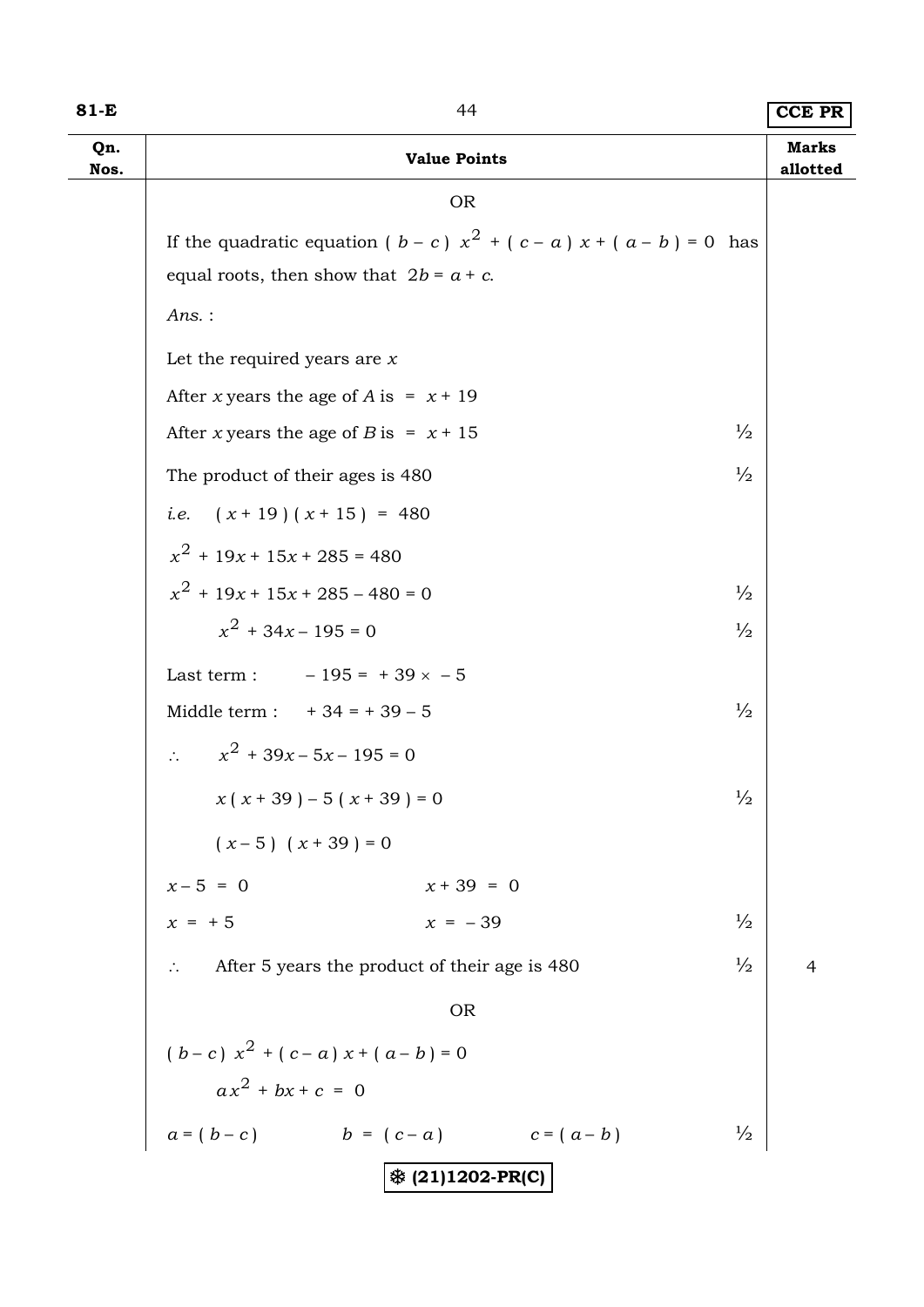| Qn. Nos. | Value Points | | Marks allotted |
|---|---|---|---|
| | OR | | |
| | If the quadratic equation $(b-c)x^2 + (c-a)x + (a-b) = 0$ has equal roots, then show that $2b = a + c$. | | |
| | *Ans.* : | | |
| | Let the required years are $x$ | | |
| | After $x$ years the age of $A$ is $= x + 19$ | | |
| | After $x$ years the age of $B$ is $= x + 15$ | ½ | |
| | The product of their ages is 480 | ½ | |
| | *i.e.* $(x+19)(x+15) = 480$ | | |
| | $x^2 + 19x + 15x + 285 = 480$ | | |
| | $x^2 + 19x + 15x + 285 - 480 = 0$ | ½ | |
| | $x^2 + 34x - 195 = 0$ | ½ | |
| | Last term : $-195 = +39 \times -5$ | | |
| | Middle term : $+34 = +39 - 5$ | ½ | |
| | $\therefore \quad x^2 + 39x - 5x - 195 = 0$ | | |
| | $x(x+39) - 5(x+39) = 0$ | ½ | |
| | $(x-5)(x+39) = 0$ | | |
| | $x - 5 = 0 \qquad x + 39 = 0$ | | |
| | $x = +5 \qquad x = -39$ | ½ | |
| | $\therefore$ After 5 years the product of their age is 480 | ½ | 4 |
| | OR | | |
| | $(b-c)x^2 + (c-a)x + (a-b) = 0$ | | |
| | $ax^2 + bx + c = 0$ | | |
| | $a = (b-c) \qquad b = (c-a) \qquad c = (a-b)$ | ½ | |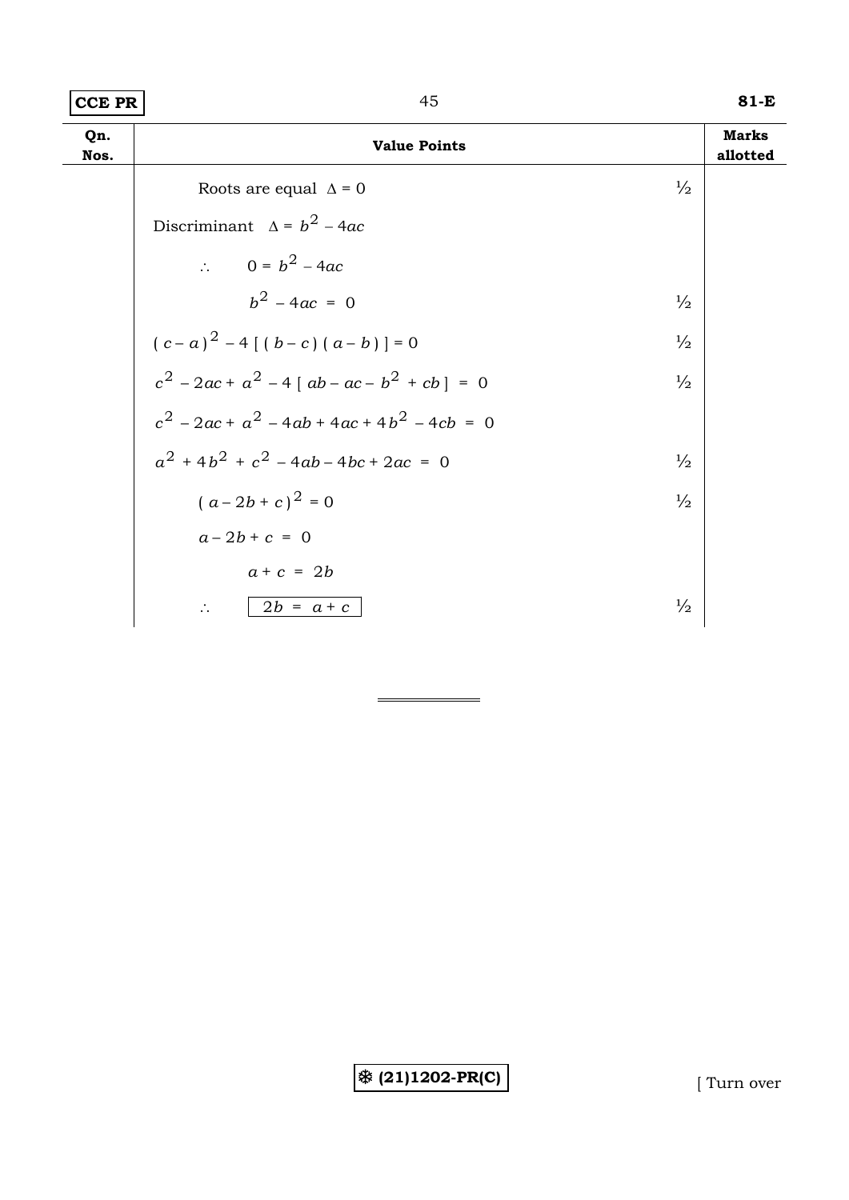| Qn. Nos. | Value Points | | Marks allotted |
|---|---|---|---|
| | Roots are equal $\Delta = 0$ | ½ | |
| | Discriminant $\Delta = b^2 - 4ac$ | | |
| | $\therefore \quad 0 = b^2 - 4ac$ | | |
| | $b^2 - 4ac = 0$ | ½ | |
| | $(c - a)^2 - 4[(b - c)(a - b)] = 0$ | ½ | |
| | $c^2 - 2ac + a^2 - 4[ab - ac - b^2 + cb] = 0$ | ½ | |
| | $c^2 - 2ac + a^2 - 4ab + 4ac + 4b^2 - 4cb = 0$ | | |
| | $a^2 + 4b^2 + c^2 - 4ab - 4bc + 2ac = 0$ | ½ | |
| | $(a - 2b + c)^2 = 0$ | ½ | |
| | $a - 2b + c = 0$ | | |
| | $a + c = 2b$ | | |
| | $\therefore \quad \boxed{2b = a + c}$ | ½ | |